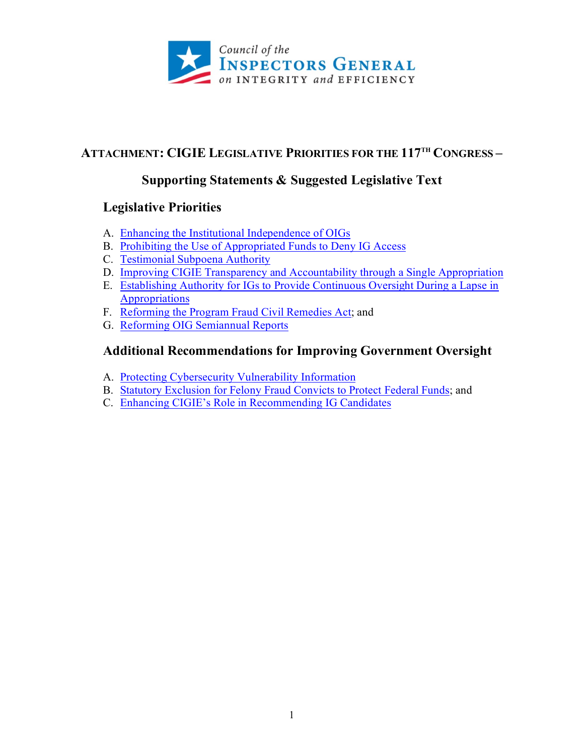# ATTACHMENT: CIGIE LEGISLATIVE PRIORITIES FOR THE 117TH CONGRESS –

## Supporting Statements & Suggested Legislative Text

### Legislative Priorities

A. Enhancing the Institutional Independence of OIGs
B. Prohibiting the Use of Appropriated Funds to Deny IG Access
C. Testimonial Subpoena Authority
D. Improving CIGIE Transparency and Accountability through a Single Appropriation
E. Establishing Authority for IGs to Provide Continuous Oversight During a Lapse in Appropriations
F. Reforming the Program Fraud Civil Remedies Act; and
G. Reforming OIG Semiannual Reports

### Additional Recommendations for Improving Government Oversight

A. Protecting Cybersecurity Vulnerability Information
B. Statutory Exclusion for Felony Fraud Convicts to Protect Federal Funds; and
C. Enhancing CIGIE's Role in Recommending IG Candidates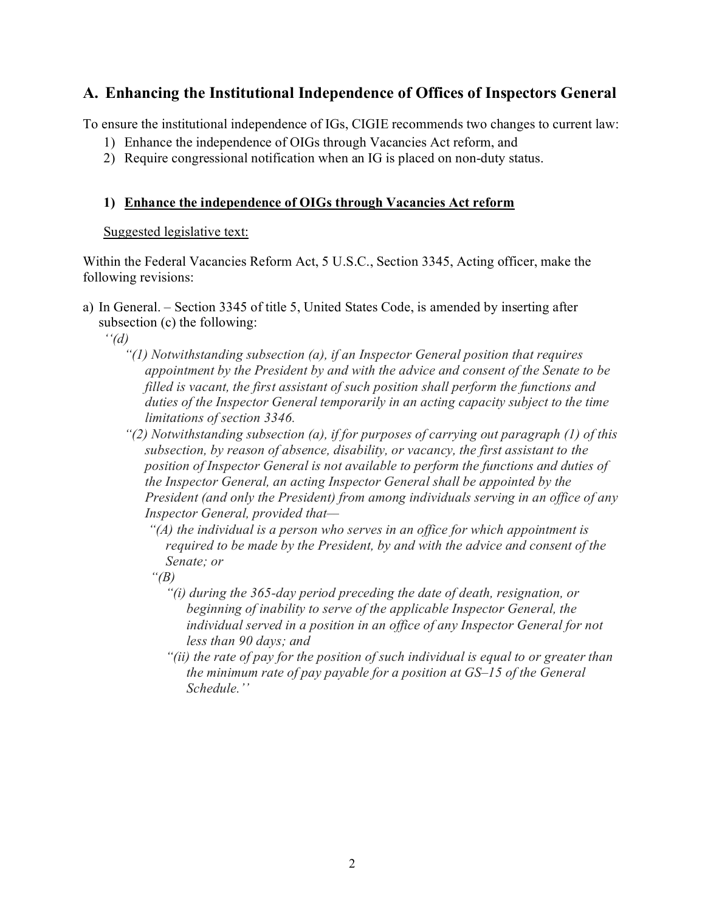## A. Enhancing the Institutional Independence of Offices of Inspectors General

To ensure the institutional independence of IGs, CIGIE recommends two changes to current law:

1) Enhance the independence of OIGs through Vacancies Act reform, and
2) Require congressional notification when an IG is placed on non-duty status.

### 1) Enhance the independence of OIGs through Vacancies Act reform

Suggested legislative text:

Within the Federal Vacancies Reform Act, 5 U.S.C., Section 3345, Acting officer, make the following revisions:

a) In General. – Section 3345 of title 5, United States Code, is amended by inserting after subsection (c) the following:

*''(d)*

*"(1) Notwithstanding subsection (a), if an Inspector General position that requires appointment by the President by and with the advice and consent of the Senate to be filled is vacant, the first assistant of such position shall perform the functions and duties of the Inspector General temporarily in an acting capacity subject to the time limitations of section 3346.*

*"(2) Notwithstanding subsection (a), if for purposes of carrying out paragraph (1) of this subsection, by reason of absence, disability, or vacancy, the first assistant to the position of Inspector General is not available to perform the functions and duties of the Inspector General, an acting Inspector General shall be appointed by the President (and only the President) from among individuals serving in an office of any Inspector General, provided that—*

*"(A) the individual is a person who serves in an office for which appointment is required to be made by the President, by and with the advice and consent of the Senate; or*

*"(B)*

*"(i) during the 365-day period preceding the date of death, resignation, or beginning of inability to serve of the applicable Inspector General, the individual served in a position in an office of any Inspector General for not less than 90 days; and*

*"(ii) the rate of pay for the position of such individual is equal to or greater than the minimum rate of pay payable for a position at GS–15 of the General Schedule.''*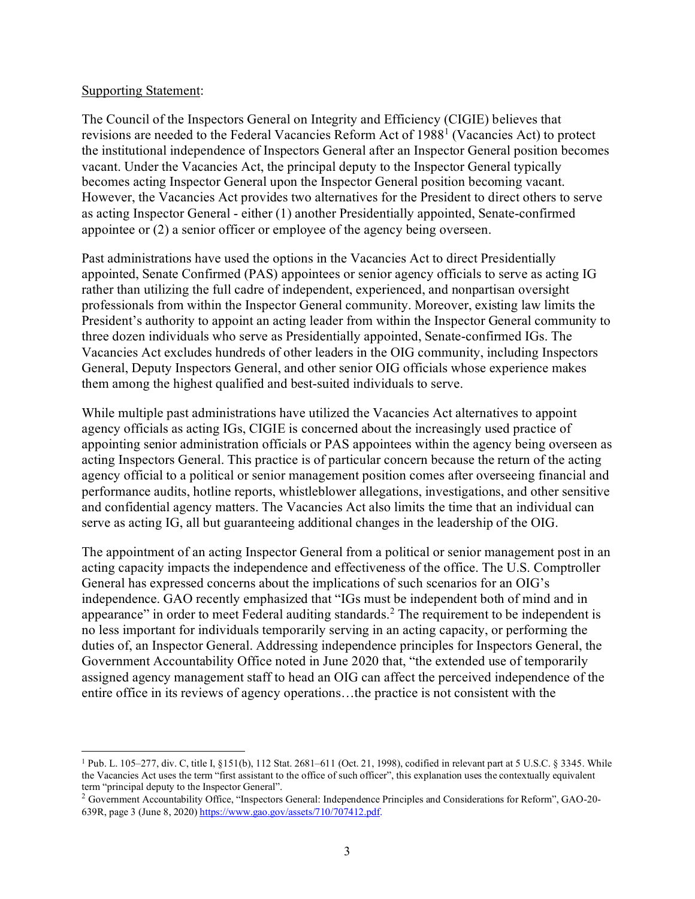Supporting Statement:

The Council of the Inspectors General on Integrity and Efficiency (CIGIE) believes that revisions are needed to the Federal Vacancies Reform Act of 1988[1] (Vacancies Act) to protect the institutional independence of Inspectors General after an Inspector General position becomes vacant. Under the Vacancies Act, the principal deputy to the Inspector General typically becomes acting Inspector General upon the Inspector General position becoming vacant. However, the Vacancies Act provides two alternatives for the President to direct others to serve as acting Inspector General - either (1) another Presidentially appointed, Senate-confirmed appointee or (2) a senior officer or employee of the agency being overseen.

Past administrations have used the options in the Vacancies Act to direct Presidentially appointed, Senate Confirmed (PAS) appointees or senior agency officials to serve as acting IG rather than utilizing the full cadre of independent, experienced, and nonpartisan oversight professionals from within the Inspector General community. Moreover, existing law limits the President's authority to appoint an acting leader from within the Inspector General community to three dozen individuals who serve as Presidentially appointed, Senate-confirmed IGs. The Vacancies Act excludes hundreds of other leaders in the OIG community, including Inspectors General, Deputy Inspectors General, and other senior OIG officials whose experience makes them among the highest qualified and best-suited individuals to serve.

While multiple past administrations have utilized the Vacancies Act alternatives to appoint agency officials as acting IGs, CIGIE is concerned about the increasingly used practice of appointing senior administration officials or PAS appointees within the agency being overseen as acting Inspectors General. This practice is of particular concern because the return of the acting agency official to a political or senior management position comes after overseeing financial and performance audits, hotline reports, whistleblower allegations, investigations, and other sensitive and confidential agency matters. The Vacancies Act also limits the time that an individual can serve as acting IG, all but guaranteeing additional changes in the leadership of the OIG.

The appointment of an acting Inspector General from a political or senior management post in an acting capacity impacts the independence and effectiveness of the office. The U.S. Comptroller General has expressed concerns about the implications of such scenarios for an OIG's independence. GAO recently emphasized that "IGs must be independent both of mind and in appearance" in order to meet Federal auditing standards.[2] The requirement to be independent is no less important for individuals temporarily serving in an acting capacity, or performing the duties of, an Inspector General. Addressing independence principles for Inspectors General, the Government Accountability Office noted in June 2020 that, "the extended use of temporarily assigned agency management staff to head an OIG can affect the perceived independence of the entire office in its reviews of agency operations…the practice is not consistent with the

---

[1] Pub. L. 105–277, div. C, title I, §151(b), 112 Stat. 2681–611 (Oct. 21, 1998), codified in relevant part at 5 U.S.C. § 3345. While the Vacancies Act uses the term "first assistant to the office of such officer", this explanation uses the contextually equivalent term "principal deputy to the Inspector General".

[2] Government Accountability Office, "Inspectors General: Independence Principles and Considerations for Reform", GAO-20-639R, page 3 (June 8, 2020) https://www.gao.gov/assets/710/707412.pdf.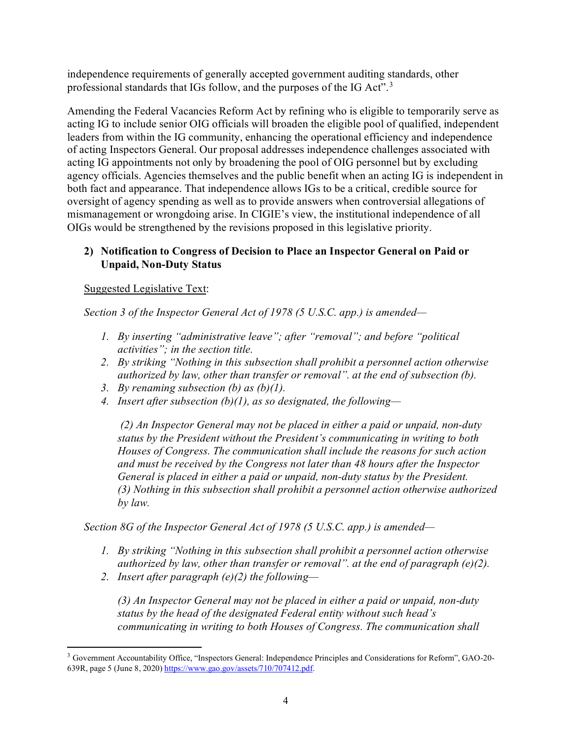independence requirements of generally accepted government auditing standards, other professional standards that IGs follow, and the purposes of the IG Act".[3]

Amending the Federal Vacancies Reform Act by refining who is eligible to temporarily serve as acting IG to include senior OIG officials will broaden the eligible pool of qualified, independent leaders from within the IG community, enhancing the operational efficiency and independence of acting Inspectors General. Our proposal addresses independence challenges associated with acting IG appointments not only by broadening the pool of OIG personnel but by excluding agency officials. Agencies themselves and the public benefit when an acting IG is independent in both fact and appearance. That independence allows IGs to be a critical, credible source for oversight of agency spending as well as to provide answers when controversial allegations of mismanagement or wrongdoing arise. In CIGIE's view, the institutional independence of all OIGs would be strengthened by the revisions proposed in this legislative priority.

**2) Notification to Congress of Decision to Place an Inspector General on Paid or Unpaid, Non-Duty Status**

Suggested Legislative Text:

*Section 3 of the Inspector General Act of 1978 (5 U.S.C. app.) is amended—*

1. *By inserting "administrative leave"; after "removal"; and before "political activities"; in the section title.*
2. *By striking "Nothing in this subsection shall prohibit a personnel action otherwise authorized by law, other than transfer or removal". at the end of subsection (b).*
3. *By renaming subsection (b) as (b)(1).*
4. *Insert after subsection (b)(1), as so designated, the following—*

   *(2) An Inspector General may not be placed in either a paid or unpaid, non-duty status by the President without the President's communicating in writing to both Houses of Congress. The communication shall include the reasons for such action and must be received by the Congress not later than 48 hours after the Inspector General is placed in either a paid or unpaid, non-duty status by the President.*
   *(3) Nothing in this subsection shall prohibit a personnel action otherwise authorized by law.*

*Section 8G of the Inspector General Act of 1978 (5 U.S.C. app.) is amended—*

1. *By striking "Nothing in this subsection shall prohibit a personnel action otherwise authorized by law, other than transfer or removal". at the end of paragraph (e)(2).*
2. *Insert after paragraph (e)(2) the following—*

   *(3) An Inspector General may not be placed in either a paid or unpaid, non-duty status by the head of the designated Federal entity without such head's communicating in writing to both Houses of Congress. The communication shall*

---

[3] Government Accountability Office, "Inspectors General: Independence Principles and Considerations for Reform", GAO-20-639R, page 5 (June 8, 2020) https://www.gao.gov/assets/710/707412.pdf.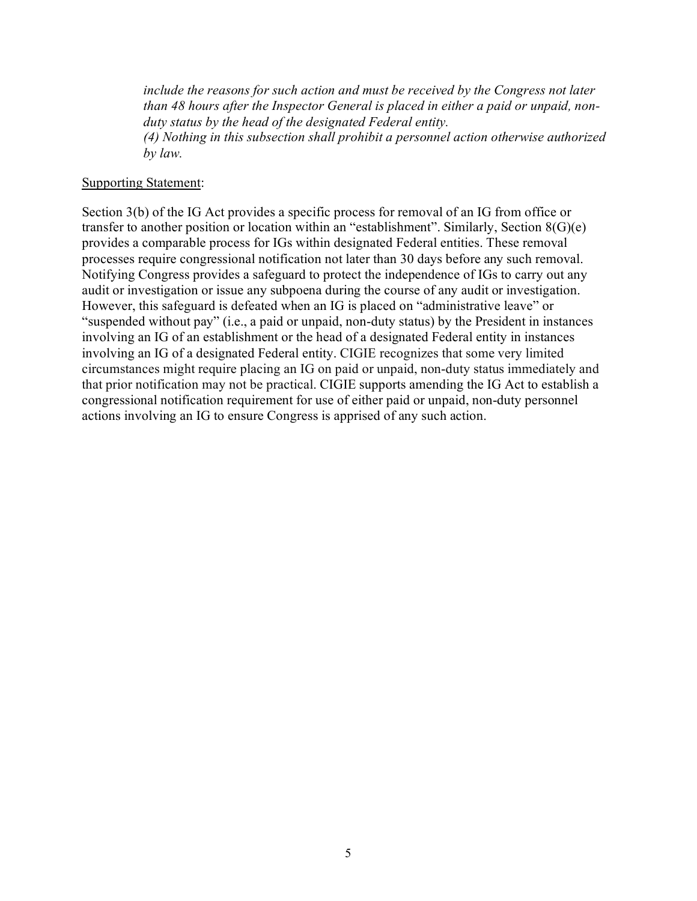*include the reasons for such action and must be received by the Congress not later than 48 hours after the Inspector General is placed in either a paid or unpaid, non-duty status by the head of the designated Federal entity.*
*(4) Nothing in this subsection shall prohibit a personnel action otherwise authorized by law.*

<u>Supporting Statement</u>:

Section 3(b) of the IG Act provides a specific process for removal of an IG from office or transfer to another position or location within an "establishment". Similarly, Section 8(G)(e) provides a comparable process for IGs within designated Federal entities. These removal processes require congressional notification not later than 30 days before any such removal. Notifying Congress provides a safeguard to protect the independence of IGs to carry out any audit or investigation or issue any subpoena during the course of any audit or investigation. However, this safeguard is defeated when an IG is placed on "administrative leave" or "suspended without pay" (i.e., a paid or unpaid, non-duty status) by the President in instances involving an IG of an establishment or the head of a designated Federal entity in instances involving an IG of a designated Federal entity. CIGIE recognizes that some very limited circumstances might require placing an IG on paid or unpaid, non-duty status immediately and that prior notification may not be practical. CIGIE supports amending the IG Act to establish a congressional notification requirement for use of either paid or unpaid, non-duty personnel actions involving an IG to ensure Congress is apprised of any such action.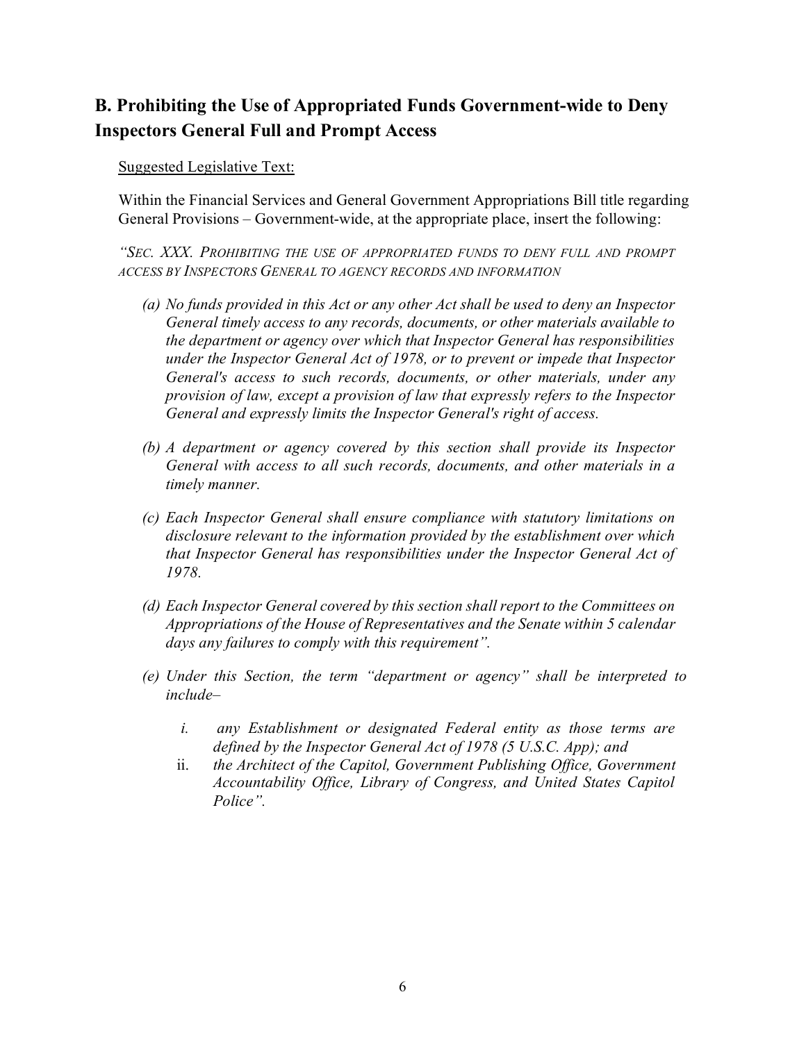## B. Prohibiting the Use of Appropriated Funds Government-wide to Deny Inspectors General Full and Prompt Access

Suggested Legislative Text:

Within the Financial Services and General Government Appropriations Bill title regarding General Provisions – Government-wide, at the appropriate place, insert the following:

*"SEC. XXX. PROHIBITING THE USE OF APPROPRIATED FUNDS TO DENY FULL AND PROMPT ACCESS BY INSPECTORS GENERAL TO AGENCY RECORDS AND INFORMATION*

*(a) No funds provided in this Act or any other Act shall be used to deny an Inspector General timely access to any records, documents, or other materials available to the department or agency over which that Inspector General has responsibilities under the Inspector General Act of 1978, or to prevent or impede that Inspector General's access to such records, documents, or other materials, under any provision of law, except a provision of law that expressly refers to the Inspector General and expressly limits the Inspector General's right of access.*

*(b) A department or agency covered by this section shall provide its Inspector General with access to all such records, documents, and other materials in a timely manner.*

*(c) Each Inspector General shall ensure compliance with statutory limitations on disclosure relevant to the information provided by the establishment over which that Inspector General has responsibilities under the Inspector General Act of 1978.*

*(d) Each Inspector General covered by this section shall report to the Committees on Appropriations of the House of Representatives and the Senate within 5 calendar days any failures to comply with this requirement".*

*(e) Under this Section, the term "department or agency" shall be interpreted to include–*

*i. any Establishment or designated Federal entity as those terms are defined by the Inspector General Act of 1978 (5 U.S.C. App); and*

*ii. the Architect of the Capitol, Government Publishing Office, Government Accountability Office, Library of Congress, and United States Capitol Police".*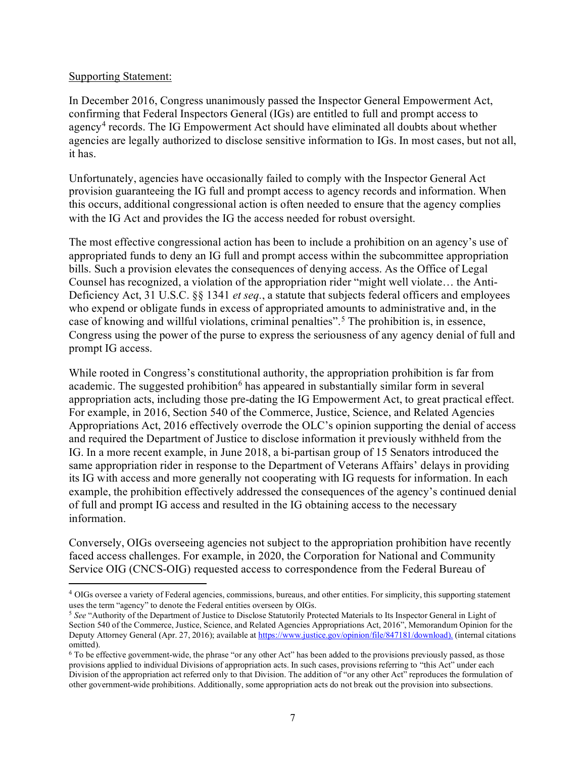Supporting Statement:

In December 2016, Congress unanimously passed the Inspector General Empowerment Act, confirming that Federal Inspectors General (IGs) are entitled to full and prompt access to agency[4] records. The IG Empowerment Act should have eliminated all doubts about whether agencies are legally authorized to disclose sensitive information to IGs. In most cases, but not all, it has.

Unfortunately, agencies have occasionally failed to comply with the Inspector General Act provision guaranteeing the IG full and prompt access to agency records and information. When this occurs, additional congressional action is often needed to ensure that the agency complies with the IG Act and provides the IG the access needed for robust oversight.

The most effective congressional action has been to include a prohibition on an agency's use of appropriated funds to deny an IG full and prompt access within the subcommittee appropriation bills. Such a provision elevates the consequences of denying access. As the Office of Legal Counsel has recognized, a violation of the appropriation rider "might well violate… the Anti-Deficiency Act, 31 U.S.C. §§ 1341 *et seq.*, a statute that subjects federal officers and employees who expend or obligate funds in excess of appropriated amounts to administrative and, in the case of knowing and willful violations, criminal penalties".[5] The prohibition is, in essence, Congress using the power of the purse to express the seriousness of any agency denial of full and prompt IG access.

While rooted in Congress's constitutional authority, the appropriation prohibition is far from academic. The suggested prohibition[6] has appeared in substantially similar form in several appropriation acts, including those pre-dating the IG Empowerment Act, to great practical effect. For example, in 2016, Section 540 of the Commerce, Justice, Science, and Related Agencies Appropriations Act, 2016 effectively overrode the OLC's opinion supporting the denial of access and required the Department of Justice to disclose information it previously withheld from the IG. In a more recent example, in June 2018, a bi-partisan group of 15 Senators introduced the same appropriation rider in response to the Department of Veterans Affairs' delays in providing its IG with access and more generally not cooperating with IG requests for information. In each example, the prohibition effectively addressed the consequences of the agency's continued denial of full and prompt IG access and resulted in the IG obtaining access to the necessary information.

Conversely, OIGs overseeing agencies not subject to the appropriation prohibition have recently faced access challenges. For example, in 2020, the Corporation for National and Community Service OIG (CNCS-OIG) requested access to correspondence from the Federal Bureau of

---

[4] OIGs oversee a variety of Federal agencies, commissions, bureaus, and other entities. For simplicity, this supporting statement uses the term "agency" to denote the Federal entities overseen by OIGs.

[5] *See* "Authority of the Department of Justice to Disclose Statutorily Protected Materials to Its Inspector General in Light of Section 540 of the Commerce, Justice, Science, and Related Agencies Appropriations Act, 2016", Memorandum Opinion for the Deputy Attorney General (Apr. 27, 2016); available at https://www.justice.gov/opinion/file/847181/download). (internal citations omitted).

[6] To be effective government-wide, the phrase "or any other Act" has been added to the provisions previously passed, as those provisions applied to individual Divisions of appropriation acts. In such cases, provisions referring to "this Act" under each Division of the appropriation act referred only to that Division. The addition of "or any other Act" reproduces the formulation of other government-wide prohibitions. Additionally, some appropriation acts do not break out the provision into subsections.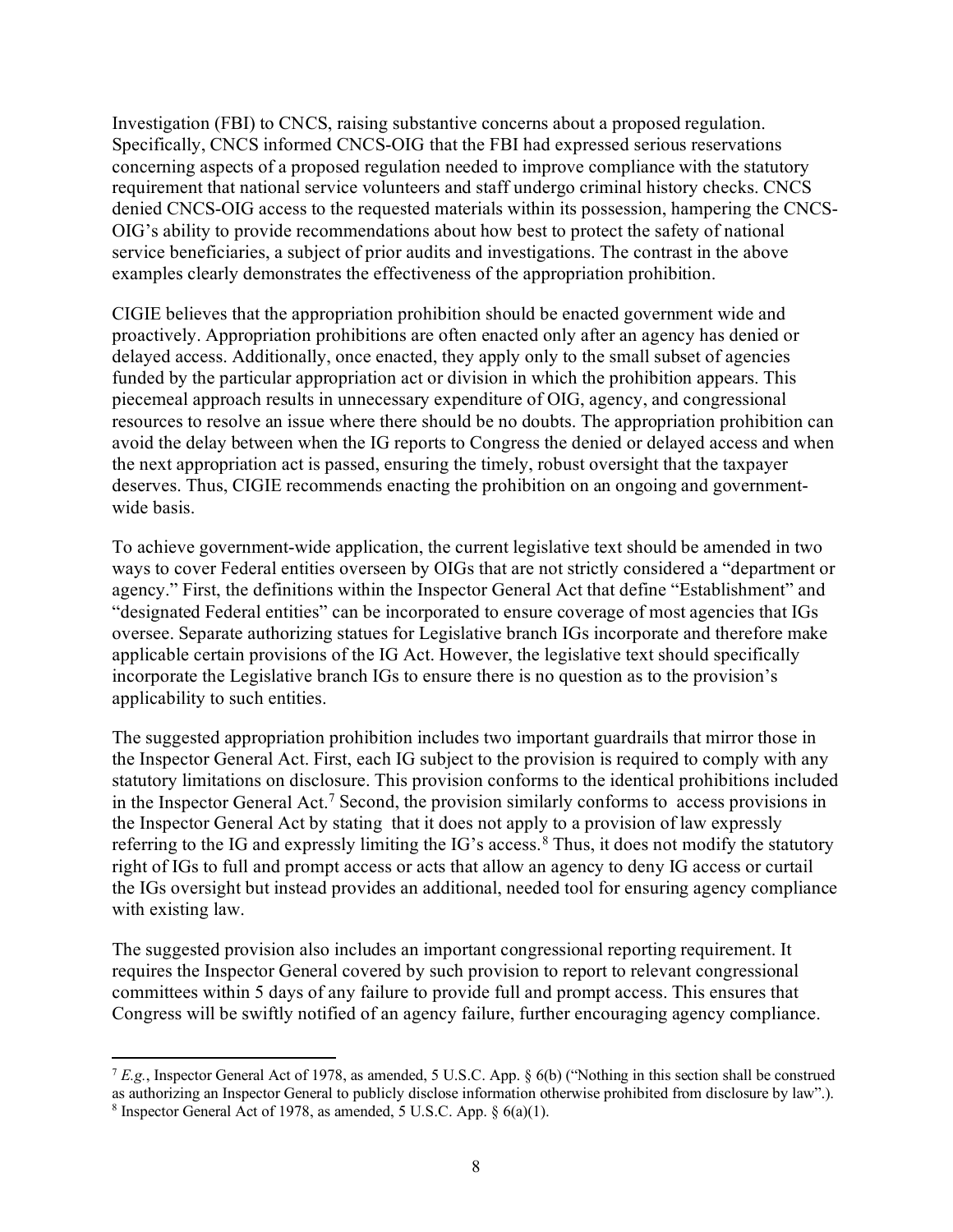Investigation (FBI) to CNCS, raising substantive concerns about a proposed regulation. Specifically, CNCS informed CNCS-OIG that the FBI had expressed serious reservations concerning aspects of a proposed regulation needed to improve compliance with the statutory requirement that national service volunteers and staff undergo criminal history checks. CNCS denied CNCS-OIG access to the requested materials within its possession, hampering the CNCS-OIG's ability to provide recommendations about how best to protect the safety of national service beneficiaries, a subject of prior audits and investigations. The contrast in the above examples clearly demonstrates the effectiveness of the appropriation prohibition.

CIGIE believes that the appropriation prohibition should be enacted government wide and proactively. Appropriation prohibitions are often enacted only after an agency has denied or delayed access. Additionally, once enacted, they apply only to the small subset of agencies funded by the particular appropriation act or division in which the prohibition appears. This piecemeal approach results in unnecessary expenditure of OIG, agency, and congressional resources to resolve an issue where there should be no doubts. The appropriation prohibition can avoid the delay between when the IG reports to Congress the denied or delayed access and when the next appropriation act is passed, ensuring the timely, robust oversight that the taxpayer deserves. Thus, CIGIE recommends enacting the prohibition on an ongoing and government-wide basis.

To achieve government-wide application, the current legislative text should be amended in two ways to cover Federal entities overseen by OIGs that are not strictly considered a "department or agency." First, the definitions within the Inspector General Act that define "Establishment" and "designated Federal entities" can be incorporated to ensure coverage of most agencies that IGs oversee. Separate authorizing statues for Legislative branch IGs incorporate and therefore make applicable certain provisions of the IG Act. However, the legislative text should specifically incorporate the Legislative branch IGs to ensure there is no question as to the provision's applicability to such entities.

The suggested appropriation prohibition includes two important guardrails that mirror those in the Inspector General Act. First, each IG subject to the provision is required to comply with any statutory limitations on disclosure. This provision conforms to the identical prohibitions included in the Inspector General Act.[7] Second, the provision similarly conforms to access provisions in the Inspector General Act by stating that it does not apply to a provision of law expressly referring to the IG and expressly limiting the IG's access.[8] Thus, it does not modify the statutory right of IGs to full and prompt access or acts that allow an agency to deny IG access or curtail the IGs oversight but instead provides an additional, needed tool for ensuring agency compliance with existing law.

The suggested provision also includes an important congressional reporting requirement. It requires the Inspector General covered by such provision to report to relevant congressional committees within 5 days of any failure to provide full and prompt access. This ensures that Congress will be swiftly notified of an agency failure, further encouraging agency compliance.

---

[7] *E.g.*, Inspector General Act of 1978, as amended, 5 U.S.C. App. § 6(b) ("Nothing in this section shall be construed as authorizing an Inspector General to publicly disclose information otherwise prohibited from disclosure by law".).

[8] Inspector General Act of 1978, as amended, 5 U.S.C. App. § 6(a)(1).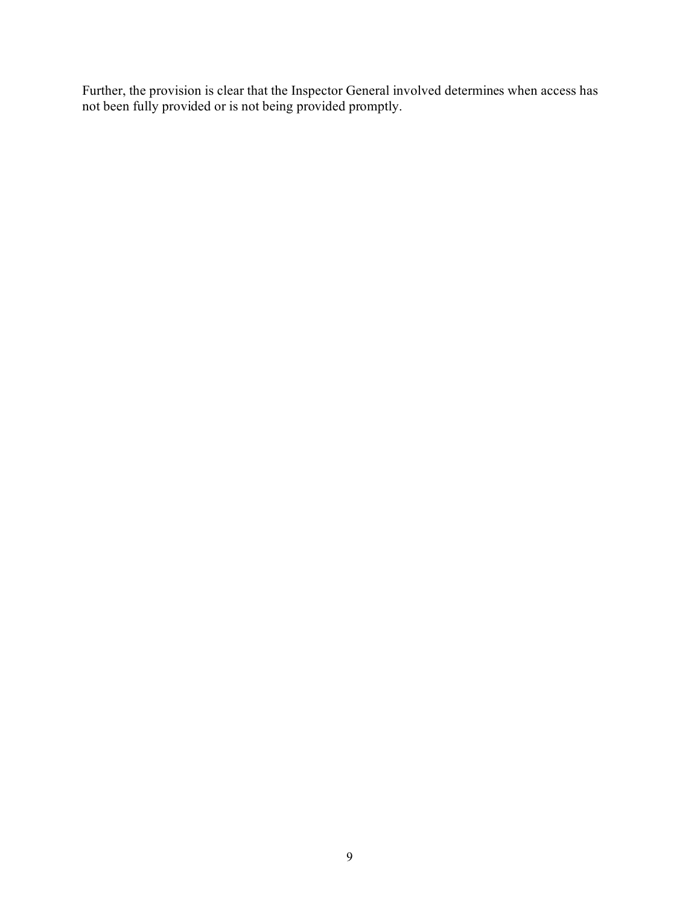Further, the provision is clear that the Inspector General involved determines when access has not been fully provided or is not being provided promptly.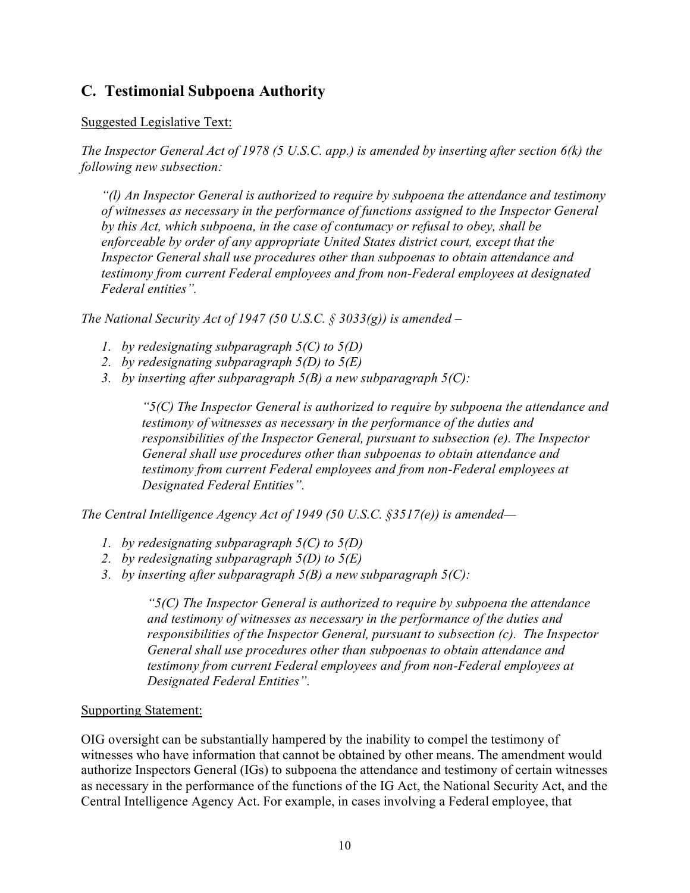## C. Testimonial Subpoena Authority

Suggested Legislative Text:

*The Inspector General Act of 1978 (5 U.S.C. app.) is amended by inserting after section 6(k) the following new subsection:*

> *"(l) An Inspector General is authorized to require by subpoena the attendance and testimony of witnesses as necessary in the performance of functions assigned to the Inspector General by this Act, which subpoena, in the case of contumacy or refusal to obey, shall be enforceable by order of any appropriate United States district court, except that the Inspector General shall use procedures other than subpoenas to obtain attendance and testimony from current Federal employees and from non-Federal employees at designated Federal entities".*

*The National Security Act of 1947 (50 U.S.C. § 3033(g)) is amended –*

1. *by redesignating subparagraph 5(C) to 5(D)*
2. *by redesignating subparagraph 5(D) to 5(E)*
3. *by inserting after subparagraph 5(B) a new subparagraph 5(C):*

> *"5(C) The Inspector General is authorized to require by subpoena the attendance and testimony of witnesses as necessary in the performance of the duties and responsibilities of the Inspector General, pursuant to subsection (e). The Inspector General shall use procedures other than subpoenas to obtain attendance and testimony from current Federal employees and from non-Federal employees at Designated Federal Entities".*

*The Central Intelligence Agency Act of 1949 (50 U.S.C. §3517(e)) is amended—*

1. *by redesignating subparagraph 5(C) to 5(D)*
2. *by redesignating subparagraph 5(D) to 5(E)*
3. *by inserting after subparagraph 5(B) a new subparagraph 5(C):*

> *"5(C) The Inspector General is authorized to require by subpoena the attendance and testimony of witnesses as necessary in the performance of the duties and responsibilities of the Inspector General, pursuant to subsection (c). The Inspector General shall use procedures other than subpoenas to obtain attendance and testimony from current Federal employees and from non-Federal employees at Designated Federal Entities".*

Supporting Statement:

OIG oversight can be substantially hampered by the inability to compel the testimony of witnesses who have information that cannot be obtained by other means. The amendment would authorize Inspectors General (IGs) to subpoena the attendance and testimony of certain witnesses as necessary in the performance of the functions of the IG Act, the National Security Act, and the Central Intelligence Agency Act. For example, in cases involving a Federal employee, that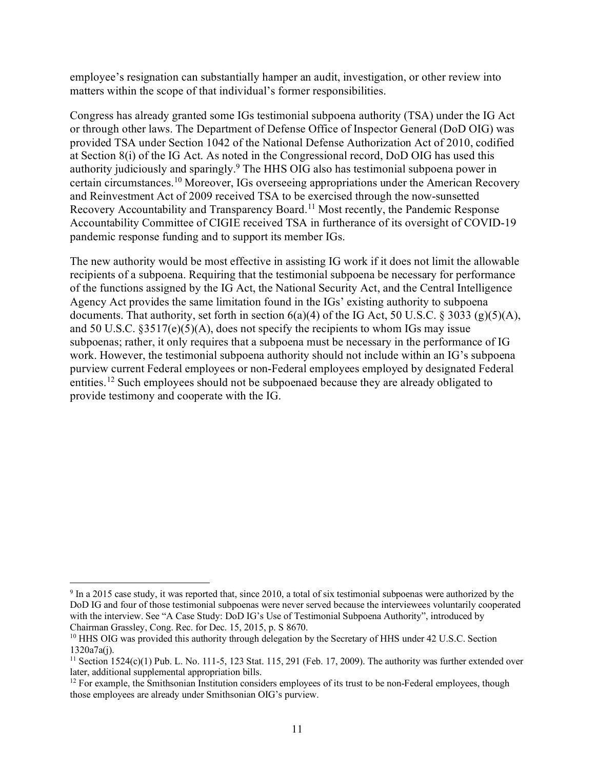employee's resignation can substantially hamper an audit, investigation, or other review into matters within the scope of that individual's former responsibilities.

Congress has already granted some IGs testimonial subpoena authority (TSA) under the IG Act or through other laws. The Department of Defense Office of Inspector General (DoD OIG) was provided TSA under Section 1042 of the National Defense Authorization Act of 2010, codified at Section 8(i) of the IG Act. As noted in the Congressional record, DoD OIG has used this authority judiciously and sparingly.[9] The HHS OIG also has testimonial subpoena power in certain circumstances.[10] Moreover, IGs overseeing appropriations under the American Recovery and Reinvestment Act of 2009 received TSA to be exercised through the now-sunsetted Recovery Accountability and Transparency Board.[11] Most recently, the Pandemic Response Accountability Committee of CIGIE received TSA in furtherance of its oversight of COVID-19 pandemic response funding and to support its member IGs.

The new authority would be most effective in assisting IG work if it does not limit the allowable recipients of a subpoena. Requiring that the testimonial subpoena be necessary for performance of the functions assigned by the IG Act, the National Security Act, and the Central Intelligence Agency Act provides the same limitation found in the IGs' existing authority to subpoena documents. That authority, set forth in section 6(a)(4) of the IG Act, 50 U.S.C. § 3033 (g)(5)(A), and 50 U.S.C. §3517(e)(5)(A), does not specify the recipients to whom IGs may issue subpoenas; rather, it only requires that a subpoena must be necessary in the performance of IG work. However, the testimonial subpoena authority should not include within an IG's subpoena purview current Federal employees or non-Federal employees employed by designated Federal entities.[12] Such employees should not be subpoenaed because they are already obligated to provide testimony and cooperate with the IG.

---

[9] In a 2015 case study, it was reported that, since 2010, a total of six testimonial subpoenas were authorized by the DoD IG and four of those testimonial subpoenas were never served because the interviewees voluntarily cooperated with the interview. See "A Case Study: DoD IG's Use of Testimonial Subpoena Authority", introduced by Chairman Grassley, Cong. Rec. for Dec. 15, 2015, p. S 8670.

[10] HHS OIG was provided this authority through delegation by the Secretary of HHS under 42 U.S.C. Section 1320a7a(j).

[11] Section 1524(c)(1) Pub. L. No. 111-5, 123 Stat. 115, 291 (Feb. 17, 2009). The authority was further extended over later, additional supplemental appropriation bills.

[12] For example, the Smithsonian Institution considers employees of its trust to be non-Federal employees, though those employees are already under Smithsonian OIG's purview.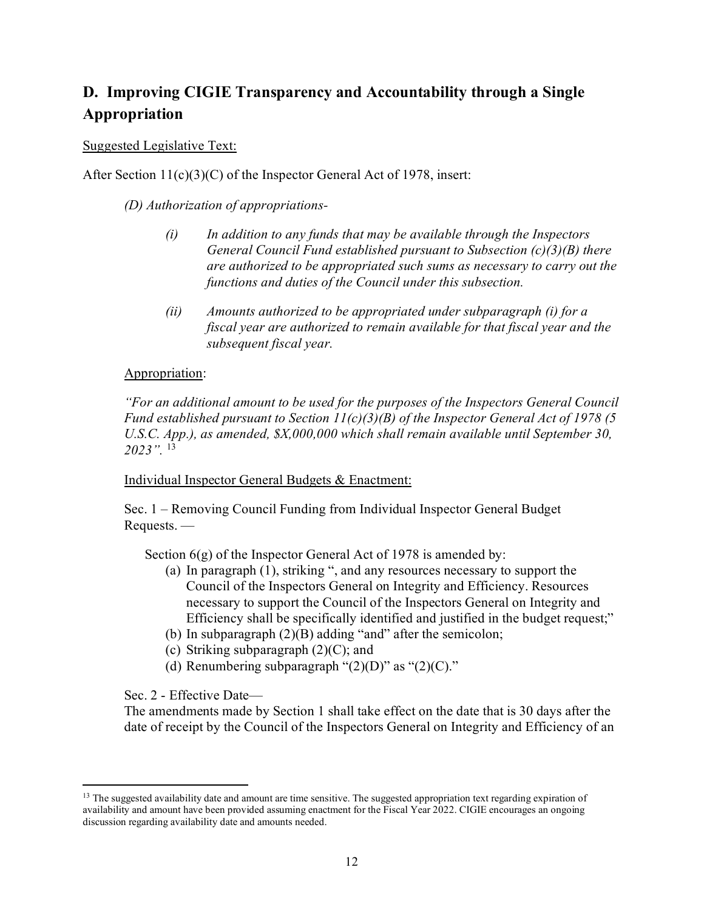## D. Improving CIGIE Transparency and Accountability through a Single Appropriation

<u>Suggested Legislative Text:</u>

After Section 11(c)(3)(C) of the Inspector General Act of 1978, insert:

> *(D) Authorization of appropriations-*
>
> *(i) In addition to any funds that may be available through the Inspectors General Council Fund established pursuant to Subsection (c)(3)(B) there are authorized to be appropriated such sums as necessary to carry out the functions and duties of the Council under this subsection.*
>
> *(ii) Amounts authorized to be appropriated under subparagraph (i) for a fiscal year are authorized to remain available for that fiscal year and the subsequent fiscal year.*

<u>Appropriation</u>:

*"For an additional amount to be used for the purposes of the Inspectors General Council Fund established pursuant to Section 11(c)(3)(B) of the Inspector General Act of 1978 (5 U.S.C. App.), as amended, $X,000,000 which shall remain available until September 30, 2023".* [13]

<u>Individual Inspector General Budgets & Enactment:</u>

Sec. 1 – Removing Council Funding from Individual Inspector General Budget Requests. —

Section 6(g) of the Inspector General Act of 1978 is amended by:

(a) In paragraph (1), striking ", and any resources necessary to support the Council of the Inspectors General on Integrity and Efficiency. Resources necessary to support the Council of the Inspectors General on Integrity and Efficiency shall be specifically identified and justified in the budget request;"
(b) In subparagraph (2)(B) adding "and" after the semicolon;
(c) Striking subparagraph (2)(C); and
(d) Renumbering subparagraph "(2)(D)" as "(2)(C)."

Sec. 2 - Effective Date—
The amendments made by Section 1 shall take effect on the date that is 30 days after the date of receipt by the Council of the Inspectors General on Integrity and Efficiency of an

---

[13] The suggested availability date and amount are time sensitive. The suggested appropriation text regarding expiration of availability and amount have been provided assuming enactment for the Fiscal Year 2022. CIGIE encourages an ongoing discussion regarding availability date and amounts needed.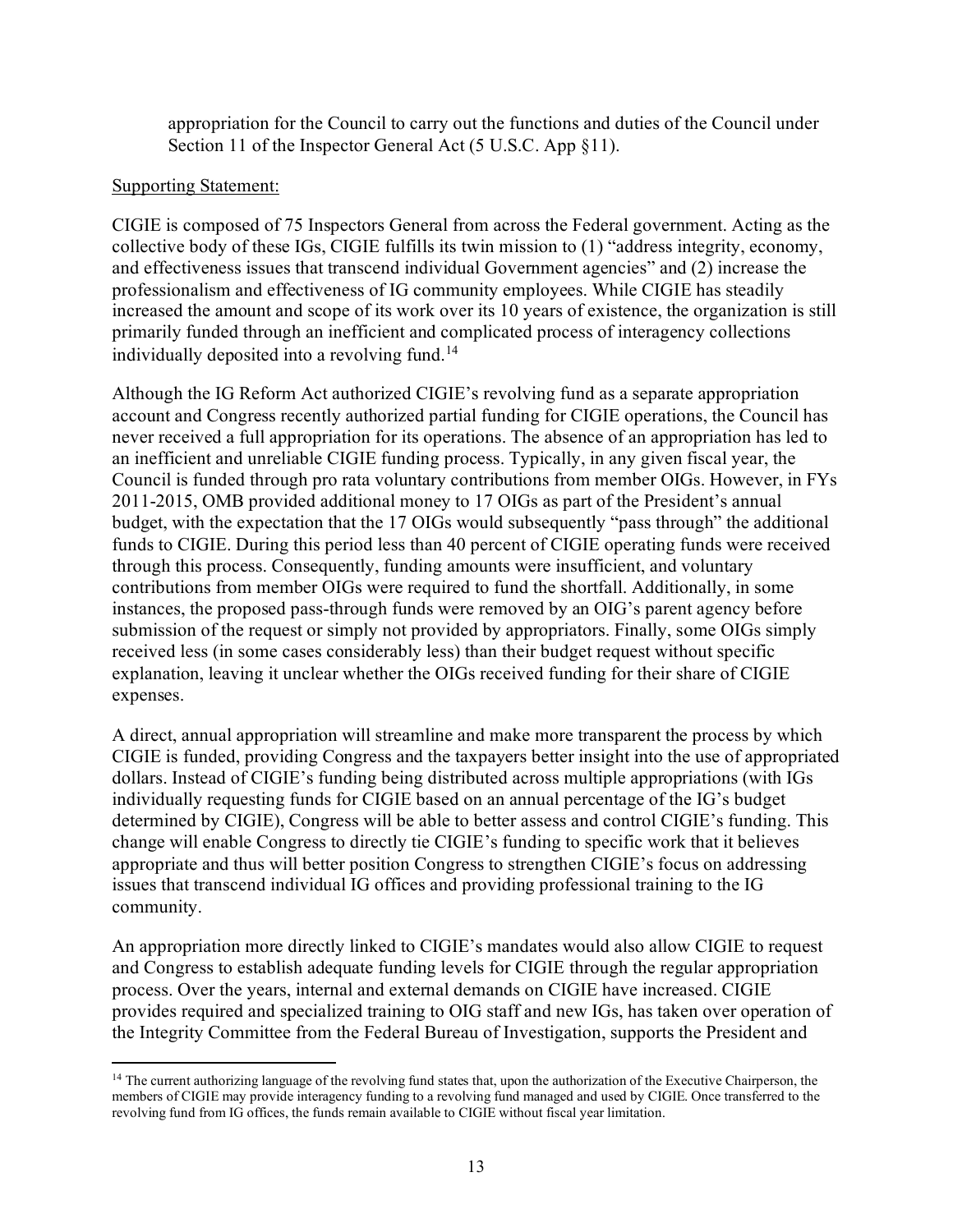appropriation for the Council to carry out the functions and duties of the Council under Section 11 of the Inspector General Act (5 U.S.C. App §11).

Supporting Statement:

CIGIE is composed of 75 Inspectors General from across the Federal government. Acting as the collective body of these IGs, CIGIE fulfills its twin mission to (1) "address integrity, economy, and effectiveness issues that transcend individual Government agencies" and (2) increase the professionalism and effectiveness of IG community employees. While CIGIE has steadily increased the amount and scope of its work over its 10 years of existence, the organization is still primarily funded through an inefficient and complicated process of interagency collections individually deposited into a revolving fund.[14]

Although the IG Reform Act authorized CIGIE's revolving fund as a separate appropriation account and Congress recently authorized partial funding for CIGIE operations, the Council has never received a full appropriation for its operations. The absence of an appropriation has led to an inefficient and unreliable CIGIE funding process. Typically, in any given fiscal year, the Council is funded through pro rata voluntary contributions from member OIGs. However, in FYs 2011-2015, OMB provided additional money to 17 OIGs as part of the President's annual budget, with the expectation that the 17 OIGs would subsequently "pass through" the additional funds to CIGIE. During this period less than 40 percent of CIGIE operating funds were received through this process. Consequently, funding amounts were insufficient, and voluntary contributions from member OIGs were required to fund the shortfall. Additionally, in some instances, the proposed pass-through funds were removed by an OIG's parent agency before submission of the request or simply not provided by appropriators. Finally, some OIGs simply received less (in some cases considerably less) than their budget request without specific explanation, leaving it unclear whether the OIGs received funding for their share of CIGIE expenses.

A direct, annual appropriation will streamline and make more transparent the process by which CIGIE is funded, providing Congress and the taxpayers better insight into the use of appropriated dollars. Instead of CIGIE's funding being distributed across multiple appropriations (with IGs individually requesting funds for CIGIE based on an annual percentage of the IG's budget determined by CIGIE), Congress will be able to better assess and control CIGIE's funding. This change will enable Congress to directly tie CIGIE's funding to specific work that it believes appropriate and thus will better position Congress to strengthen CIGIE's focus on addressing issues that transcend individual IG offices and providing professional training to the IG community.

An appropriation more directly linked to CIGIE's mandates would also allow CIGIE to request and Congress to establish adequate funding levels for CIGIE through the regular appropriation process. Over the years, internal and external demands on CIGIE have increased. CIGIE provides required and specialized training to OIG staff and new IGs, has taken over operation of the Integrity Committee from the Federal Bureau of Investigation, supports the President and

---

[14] The current authorizing language of the revolving fund states that, upon the authorization of the Executive Chairperson, the members of CIGIE may provide interagency funding to a revolving fund managed and used by CIGIE. Once transferred to the revolving fund from IG offices, the funds remain available to CIGIE without fiscal year limitation.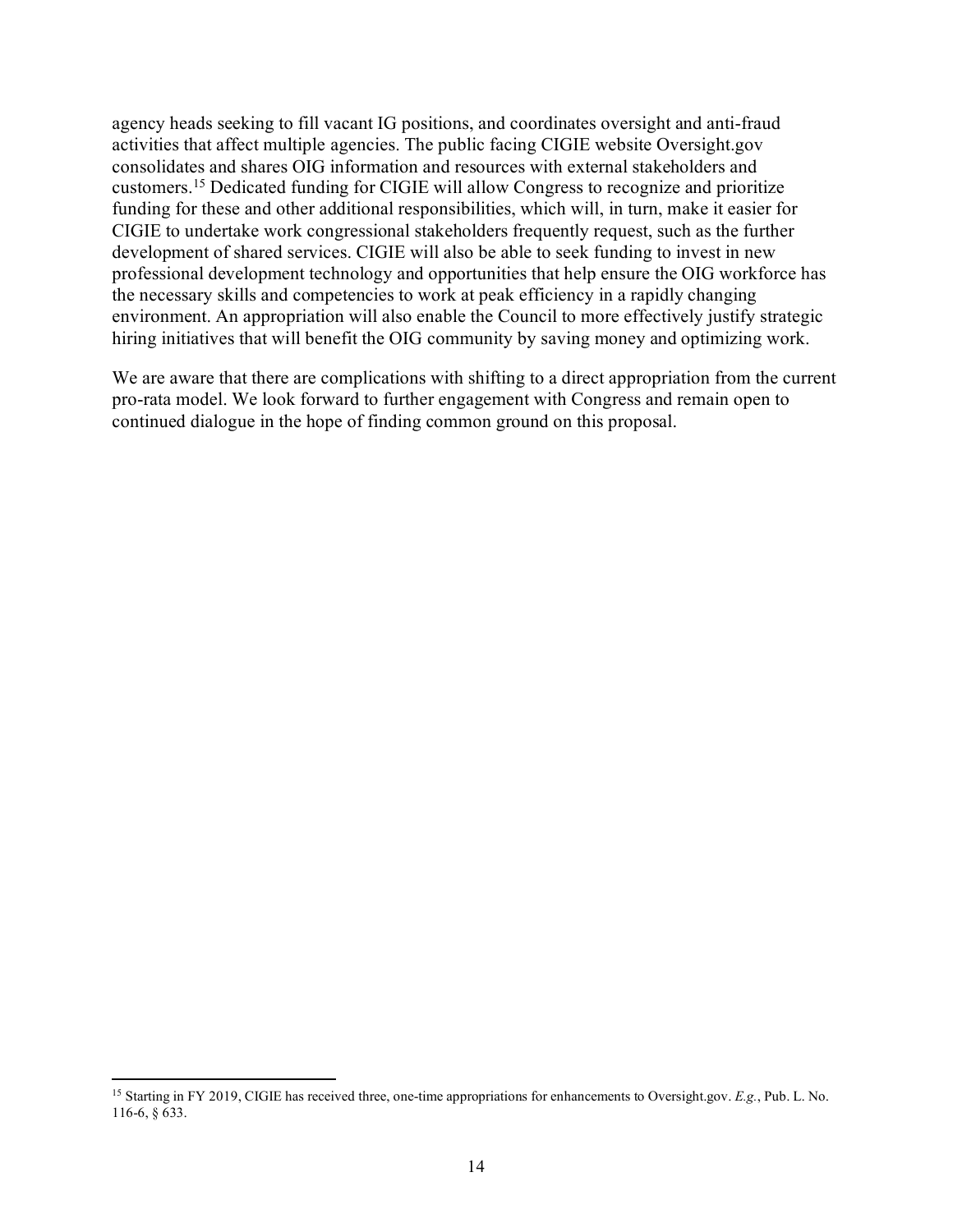agency heads seeking to fill vacant IG positions, and coordinates oversight and anti-fraud activities that affect multiple agencies. The public facing CIGIE website Oversight.gov consolidates and shares OIG information and resources with external stakeholders and customers.[15] Dedicated funding for CIGIE will allow Congress to recognize and prioritize funding for these and other additional responsibilities, which will, in turn, make it easier for CIGIE to undertake work congressional stakeholders frequently request, such as the further development of shared services. CIGIE will also be able to seek funding to invest in new professional development technology and opportunities that help ensure the OIG workforce has the necessary skills and competencies to work at peak efficiency in a rapidly changing environment. An appropriation will also enable the Council to more effectively justify strategic hiring initiatives that will benefit the OIG community by saving money and optimizing work.

We are aware that there are complications with shifting to a direct appropriation from the current pro-rata model. We look forward to further engagement with Congress and remain open to continued dialogue in the hope of finding common ground on this proposal.

---

[15] Starting in FY 2019, CIGIE has received three, one-time appropriations for enhancements to Oversight.gov. *E.g.*, Pub. L. No. 116-6, § 633.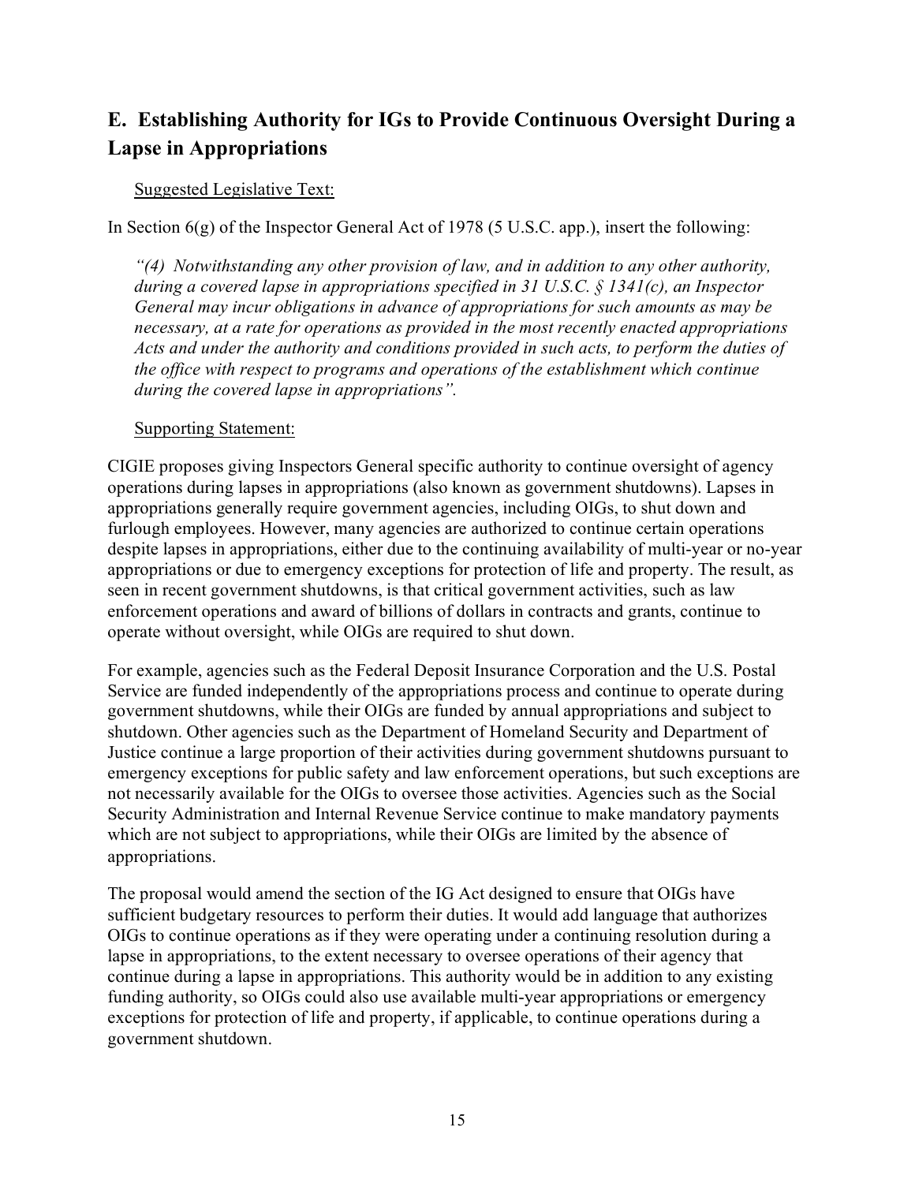## E. Establishing Authority for IGs to Provide Continuous Oversight During a Lapse in Appropriations

Suggested Legislative Text:

In Section 6(g) of the Inspector General Act of 1978 (5 U.S.C. app.), insert the following:

*"(4) Notwithstanding any other provision of law, and in addition to any other authority, during a covered lapse in appropriations specified in 31 U.S.C. § 1341(c), an Inspector General may incur obligations in advance of appropriations for such amounts as may be necessary, at a rate for operations as provided in the most recently enacted appropriations Acts and under the authority and conditions provided in such acts, to perform the duties of the office with respect to programs and operations of the establishment which continue during the covered lapse in appropriations".*

Supporting Statement:

CIGIE proposes giving Inspectors General specific authority to continue oversight of agency operations during lapses in appropriations (also known as government shutdowns). Lapses in appropriations generally require government agencies, including OIGs, to shut down and furlough employees. However, many agencies are authorized to continue certain operations despite lapses in appropriations, either due to the continuing availability of multi-year or no-year appropriations or due to emergency exceptions for protection of life and property. The result, as seen in recent government shutdowns, is that critical government activities, such as law enforcement operations and award of billions of dollars in contracts and grants, continue to operate without oversight, while OIGs are required to shut down.

For example, agencies such as the Federal Deposit Insurance Corporation and the U.S. Postal Service are funded independently of the appropriations process and continue to operate during government shutdowns, while their OIGs are funded by annual appropriations and subject to shutdown. Other agencies such as the Department of Homeland Security and Department of Justice continue a large proportion of their activities during government shutdowns pursuant to emergency exceptions for public safety and law enforcement operations, but such exceptions are not necessarily available for the OIGs to oversee those activities. Agencies such as the Social Security Administration and Internal Revenue Service continue to make mandatory payments which are not subject to appropriations, while their OIGs are limited by the absence of appropriations.

The proposal would amend the section of the IG Act designed to ensure that OIGs have sufficient budgetary resources to perform their duties. It would add language that authorizes OIGs to continue operations as if they were operating under a continuing resolution during a lapse in appropriations, to the extent necessary to oversee operations of their agency that continue during a lapse in appropriations. This authority would be in addition to any existing funding authority, so OIGs could also use available multi-year appropriations or emergency exceptions for protection of life and property, if applicable, to continue operations during a government shutdown.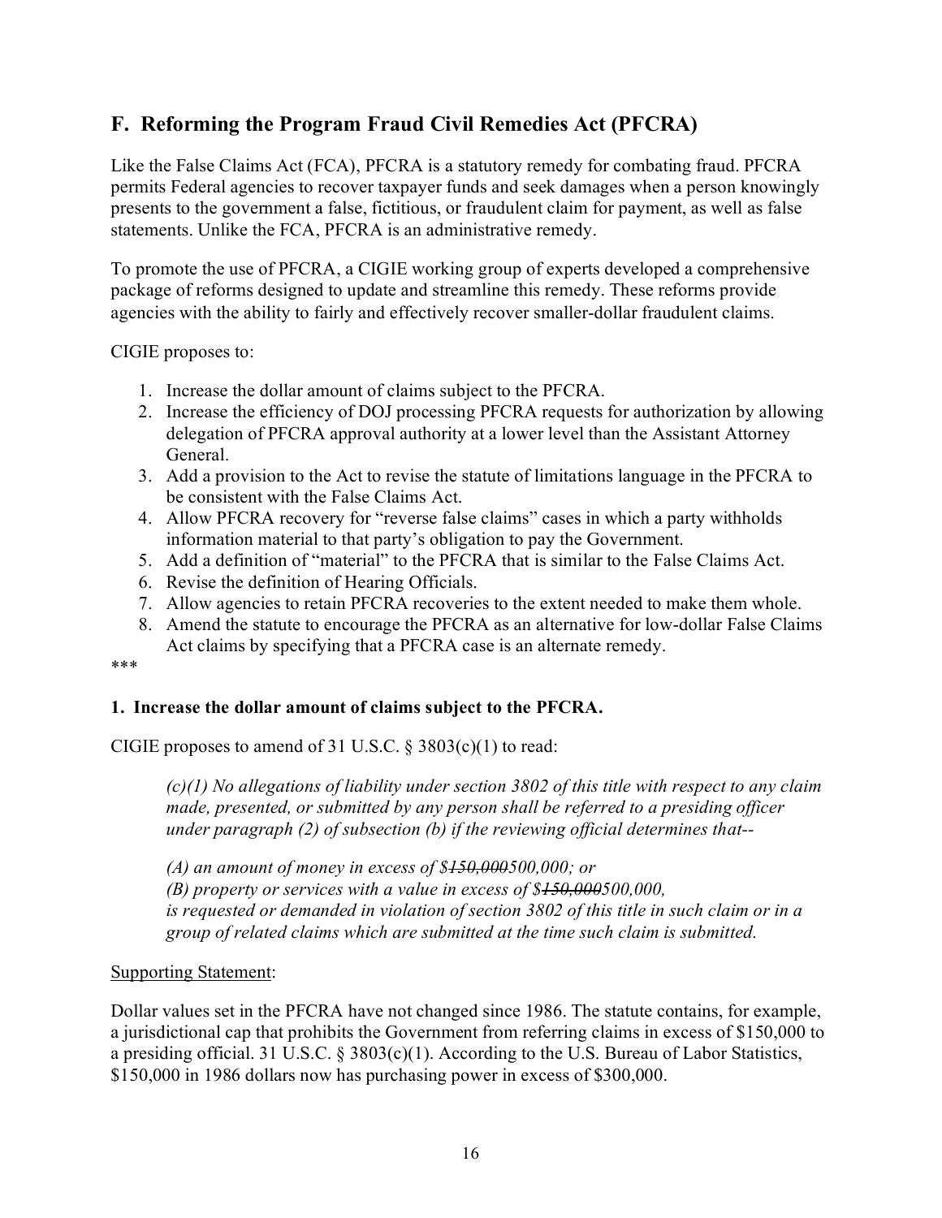## F. Reforming the Program Fraud Civil Remedies Act (PFCRA)

Like the False Claims Act (FCA), PFCRA is a statutory remedy for combating fraud. PFCRA permits Federal agencies to recover taxpayer funds and seek damages when a person knowingly presents to the government a false, fictitious, or fraudulent claim for payment, as well as false statements. Unlike the FCA, PFCRA is an administrative remedy.

To promote the use of PFCRA, a CIGIE working group of experts developed a comprehensive package of reforms designed to update and streamline this remedy. These reforms provide agencies with the ability to fairly and effectively recover smaller-dollar fraudulent claims.

CIGIE proposes to:

1. Increase the dollar amount of claims subject to the PFCRA.
2. Increase the efficiency of DOJ processing PFCRA requests for authorization by allowing delegation of PFCRA approval authority at a lower level than the Assistant Attorney General.
3. Add a provision to the Act to revise the statute of limitations language in the PFCRA to be consistent with the False Claims Act.
4. Allow PFCRA recovery for "reverse false claims" cases in which a party withholds information material to that party's obligation to pay the Government.
5. Add a definition of "material" to the PFCRA that is similar to the False Claims Act.
6. Revise the definition of Hearing Officials.
7. Allow agencies to retain PFCRA recoveries to the extent needed to make them whole.
8. Amend the statute to encourage the PFCRA as an alternative for low-dollar False Claims Act claims by specifying that a PFCRA case is an alternate remedy.

***

**1. Increase the dollar amount of claims subject to the PFCRA.**

CIGIE proposes to amend of 31 U.S.C. § 3803(c)(1) to read:

> *(c)(1) No allegations of liability under section 3802 of this title with respect to any claim made, presented, or submitted by any person shall be referred to a presiding officer under paragraph (2) of subsection (b) if the reviewing official determines that--*
>
> *(A) an amount of money in excess of $~~150,000~~500,000; or*
> *(B) property or services with a value in excess of $~~150,000~~500,000,*
> *is requested or demanded in violation of section 3802 of this title in such claim or in a group of related claims which are submitted at the time such claim is submitted.*

Supporting Statement:

Dollar values set in the PFCRA have not changed since 1986. The statute contains, for example, a jurisdictional cap that prohibits the Government from referring claims in excess of $150,000 to a presiding official. 31 U.S.C. § 3803(c)(1). According to the U.S. Bureau of Labor Statistics, $150,000 in 1986 dollars now has purchasing power in excess of $300,000.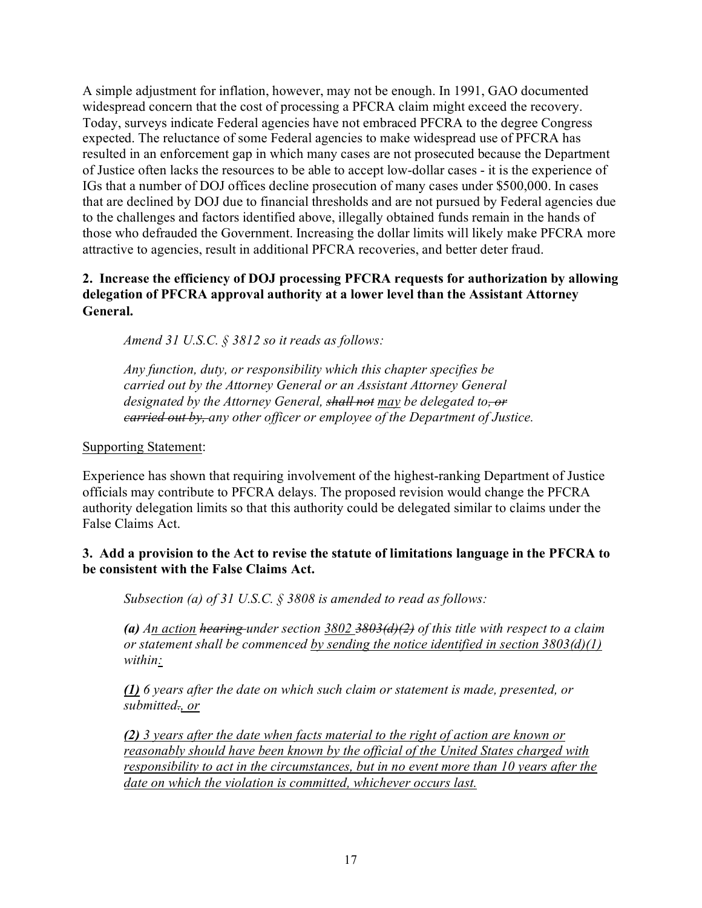A simple adjustment for inflation, however, may not be enough. In 1991, GAO documented widespread concern that the cost of processing a PFCRA claim might exceed the recovery. Today, surveys indicate Federal agencies have not embraced PFCRA to the degree Congress expected. The reluctance of some Federal agencies to make widespread use of PFCRA has resulted in an enforcement gap in which many cases are not prosecuted because the Department of Justice often lacks the resources to be able to accept low-dollar cases - it is the experience of IGs that a number of DOJ offices decline prosecution of many cases under $500,000. In cases that are declined by DOJ due to financial thresholds and are not pursued by Federal agencies due to the challenges and factors identified above, illegally obtained funds remain in the hands of those who defrauded the Government. Increasing the dollar limits will likely make PFCRA more attractive to agencies, result in additional PFCRA recoveries, and better deter fraud.

**2. Increase the efficiency of DOJ processing PFCRA requests for authorization by allowing delegation of PFCRA approval authority at a lower level than the Assistant Attorney General.**

*Amend 31 U.S.C. § 3812 so it reads as follows:*

*Any function, duty, or responsibility which this chapter specifies be carried out by the Attorney General or an Assistant Attorney General designated by the Attorney General, ~~shall not~~ <u>may</u> be delegated to~~, or carried out by,~~ any other officer or employee of the Department of Justice.*

<u>Supporting Statement</u>:

Experience has shown that requiring involvement of the highest-ranking Department of Justice officials may contribute to PFCRA delays. The proposed revision would change the PFCRA authority delegation limits so that this authority could be delegated similar to claims under the False Claims Act.

**3. Add a provision to the Act to revise the statute of limitations language in the PFCRA to be consistent with the False Claims Act.**

*Subsection (a) of 31 U.S.C. § 3808 is amended to read as follows:*

***(a)*** *A<u>n action</u> ~~hearing~~ under section <u>3802</u> ~~3803(d)(2)~~ of this title with respect to a claim or statement shall be commenced <u>by sending the notice identified in section 3803(d)(1)</u> within<u>:</u>*

***<u>(1)</u>*** *6 years after the date on which such claim or statement is made, presented, or submitted~~.~~<u>, or</u>*

***<u>(2)</u>*** *<u>3 years after the date when facts material to the right of action are known or reasonably should have been known by the official of the United States charged with responsibility to act in the circumstances, but in no event more than 10 years after the date on which the violation is committed, whichever occurs last.</u>*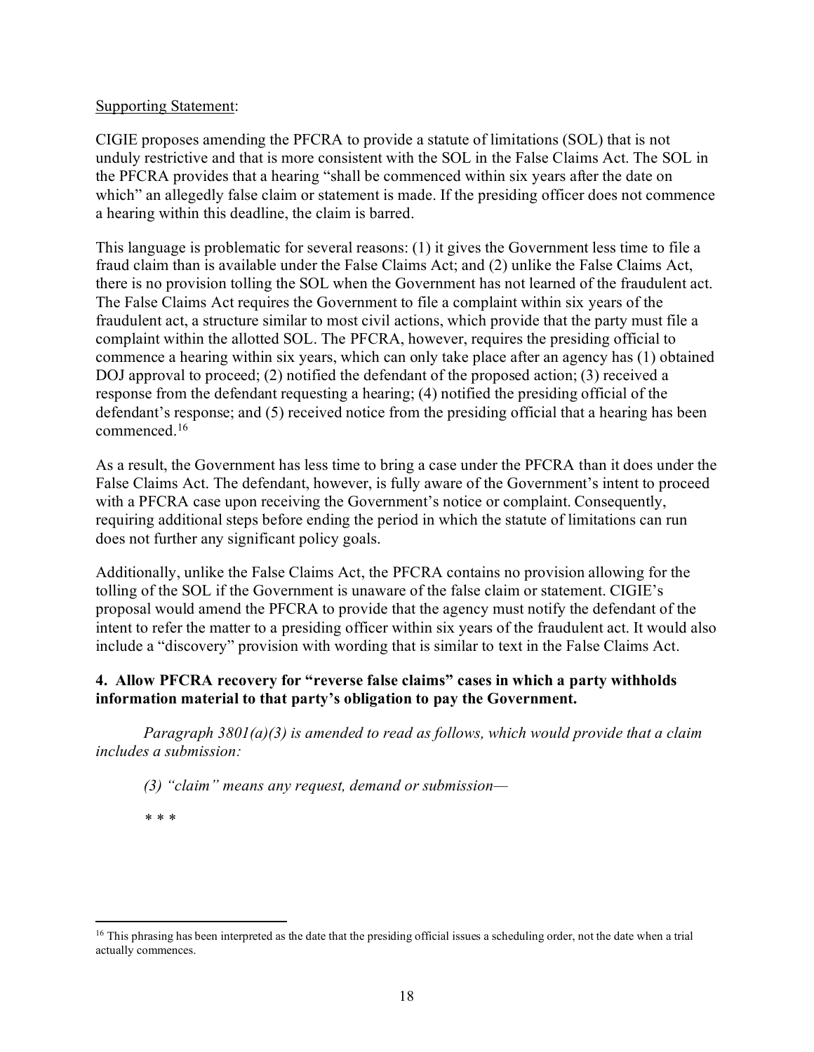Supporting Statement:

CIGIE proposes amending the PFCRA to provide a statute of limitations (SOL) that is not unduly restrictive and that is more consistent with the SOL in the False Claims Act. The SOL in the PFCRA provides that a hearing "shall be commenced within six years after the date on which" an allegedly false claim or statement is made. If the presiding officer does not commence a hearing within this deadline, the claim is barred.

This language is problematic for several reasons: (1) it gives the Government less time to file a fraud claim than is available under the False Claims Act; and (2) unlike the False Claims Act, there is no provision tolling the SOL when the Government has not learned of the fraudulent act. The False Claims Act requires the Government to file a complaint within six years of the fraudulent act, a structure similar to most civil actions, which provide that the party must file a complaint within the allotted SOL. The PFCRA, however, requires the presiding official to commence a hearing within six years, which can only take place after an agency has (1) obtained DOJ approval to proceed; (2) notified the defendant of the proposed action; (3) received a response from the defendant requesting a hearing; (4) notified the presiding official of the defendant's response; and (5) received notice from the presiding official that a hearing has been commenced.[16]

As a result, the Government has less time to bring a case under the PFCRA than it does under the False Claims Act. The defendant, however, is fully aware of the Government's intent to proceed with a PFCRA case upon receiving the Government's notice or complaint. Consequently, requiring additional steps before ending the period in which the statute of limitations can run does not further any significant policy goals.

Additionally, unlike the False Claims Act, the PFCRA contains no provision allowing for the tolling of the SOL if the Government is unaware of the false claim or statement. CIGIE's proposal would amend the PFCRA to provide that the agency must notify the defendant of the intent to refer the matter to a presiding officer within six years of the fraudulent act. It would also include a "discovery" provision with wording that is similar to text in the False Claims Act.

**4. Allow PFCRA recovery for "reverse false claims" cases in which a party withholds information material to that party's obligation to pay the Government.**

*Paragraph 3801(a)(3) is amended to read as follows, which would provide that a claim includes a submission:*

*(3) "claim" means any request, demand or submission—*

\* \* \*

[16] This phrasing has been interpreted as the date that the presiding official issues a scheduling order, not the date when a trial actually commences.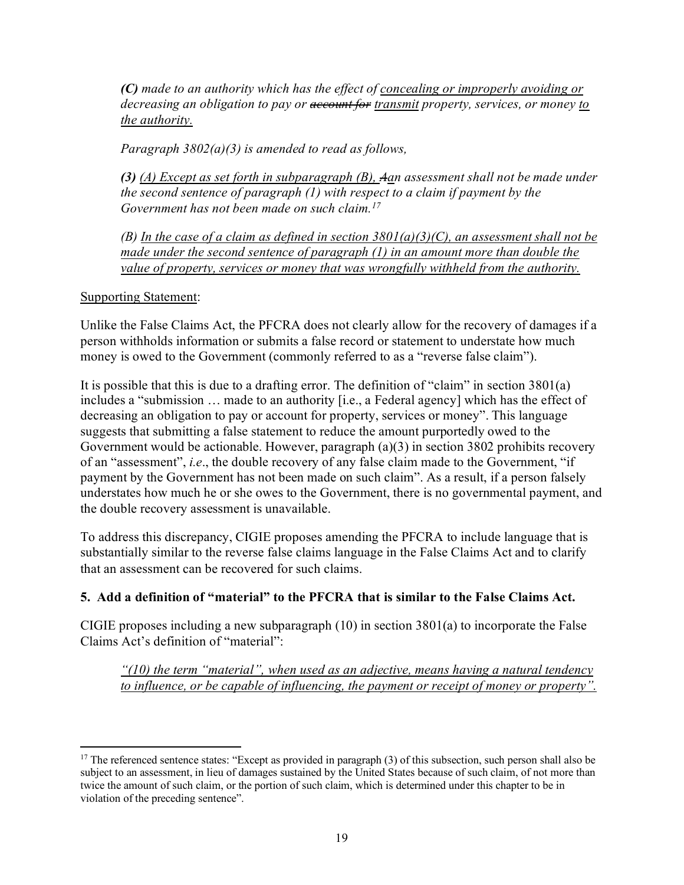*(**C**) made to an authority which has the effect of <u>concealing or improperly avoiding or</u> decreasing an obligation to pay or ~~account for~~ <u>transmit</u> property, services, or money <u>to the authority.</u>*

*Paragraph 3802(a)(3) is amended to read as follows,*

*(**3**) <u>(A) Except as set forth in subparagraph (B), </u>~~A~~<u>a</u>n assessment shall not be made under the second sentence of paragraph (1) with respect to a claim if payment by the Government has not been made on such claim.*[17]

*(B) <u>In the case of a claim as defined in section 3801(a)(3)(C), an assessment shall not be made under the second sentence of paragraph (1) in an amount more than double the value of property, services or money that was wrongfully withheld from the authority.</u>*

<u>Supporting Statement</u>:

Unlike the False Claims Act, the PFCRA does not clearly allow for the recovery of damages if a person withholds information or submits a false record or statement to understate how much money is owed to the Government (commonly referred to as a "reverse false claim").

It is possible that this is due to a drafting error. The definition of "claim" in section 3801(a) includes a "submission … made to an authority [i.e., a Federal agency] which has the effect of decreasing an obligation to pay or account for property, services or money". This language suggests that submitting a false statement to reduce the amount purportedly owed to the Government would be actionable. However, paragraph (a)(3) in section 3802 prohibits recovery of an "assessment", *i.e*., the double recovery of any false claim made to the Government, "if payment by the Government has not been made on such claim". As a result, if a person falsely understates how much he or she owes to the Government, there is no governmental payment, and the double recovery assessment is unavailable.

To address this discrepancy, CIGIE proposes amending the PFCRA to include language that is substantially similar to the reverse false claims language in the False Claims Act and to clarify that an assessment can be recovered for such claims.

### 5. Add a definition of "material" to the PFCRA that is similar to the False Claims Act.

CIGIE proposes including a new subparagraph (10) in section 3801(a) to incorporate the False Claims Act's definition of "material":

*<u>"(10) the term "material", when used as an adjective, means having a natural tendency to influence, or be capable of influencing, the payment or receipt of money or property".</u>*

---

[17] The referenced sentence states: "Except as provided in paragraph (3) of this subsection, such person shall also be subject to an assessment, in lieu of damages sustained by the United States because of such claim, of not more than twice the amount of such claim, or the portion of such claim, which is determined under this chapter to be in violation of the preceding sentence".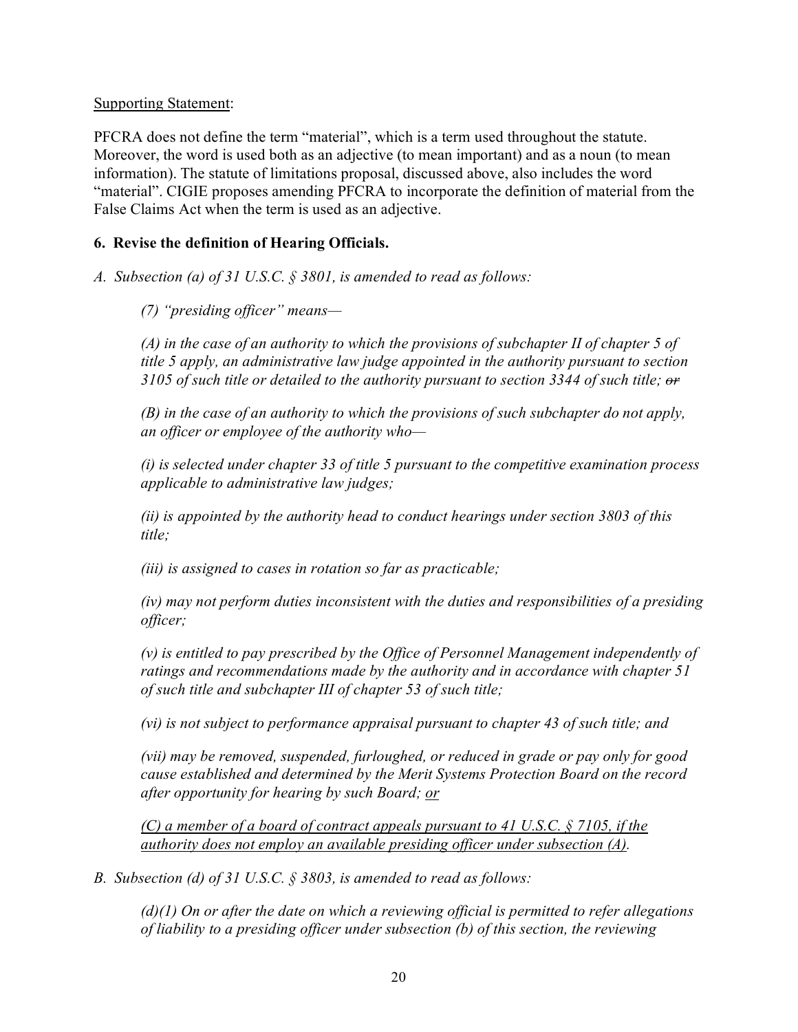Supporting Statement:

PFCRA does not define the term "material", which is a term used throughout the statute. Moreover, the word is used both as an adjective (to mean important) and as a noun (to mean information). The statute of limitations proposal, discussed above, also includes the word "material". CIGIE proposes amending PFCRA to incorporate the definition of material from the False Claims Act when the term is used as an adjective.

**6. Revise the definition of Hearing Officials.**

*A. Subsection (a) of 31 U.S.C. § 3801, is amended to read as follows:*

> *(7) "presiding officer" means—*
>
> *(A) in the case of an authority to which the provisions of subchapter II of chapter 5 of title 5 apply, an administrative law judge appointed in the authority pursuant to section 3105 of such title or detailed to the authority pursuant to section 3344 of such title; ~~or~~*
>
> *(B) in the case of an authority to which the provisions of such subchapter do not apply, an officer or employee of the authority who—*
>
> *(i) is selected under chapter 33 of title 5 pursuant to the competitive examination process applicable to administrative law judges;*
>
> *(ii) is appointed by the authority head to conduct hearings under section 3803 of this title;*
>
> *(iii) is assigned to cases in rotation so far as practicable;*
>
> *(iv) may not perform duties inconsistent with the duties and responsibilities of a presiding officer;*
>
> *(v) is entitled to pay prescribed by the Office of Personnel Management independently of ratings and recommendations made by the authority and in accordance with chapter 51 of such title and subchapter III of chapter 53 of such title;*
>
> *(vi) is not subject to performance appraisal pursuant to chapter 43 of such title; and*
>
> *(vii) may be removed, suspended, furloughed, or reduced in grade or pay only for good cause established and determined by the Merit Systems Protection Board on the record after opportunity for hearing by such Board; <u>or</u>*
>
> *<u>(C) a member of a board of contract appeals pursuant to 41 U.S.C. § 7105, if the authority does not employ an available presiding officer under subsection (A)</u>.*

*B. Subsection (d) of 31 U.S.C. § 3803, is amended to read as follows:*

> *(d)(1) On or after the date on which a reviewing official is permitted to refer allegations of liability to a presiding officer under subsection (b) of this section, the reviewing*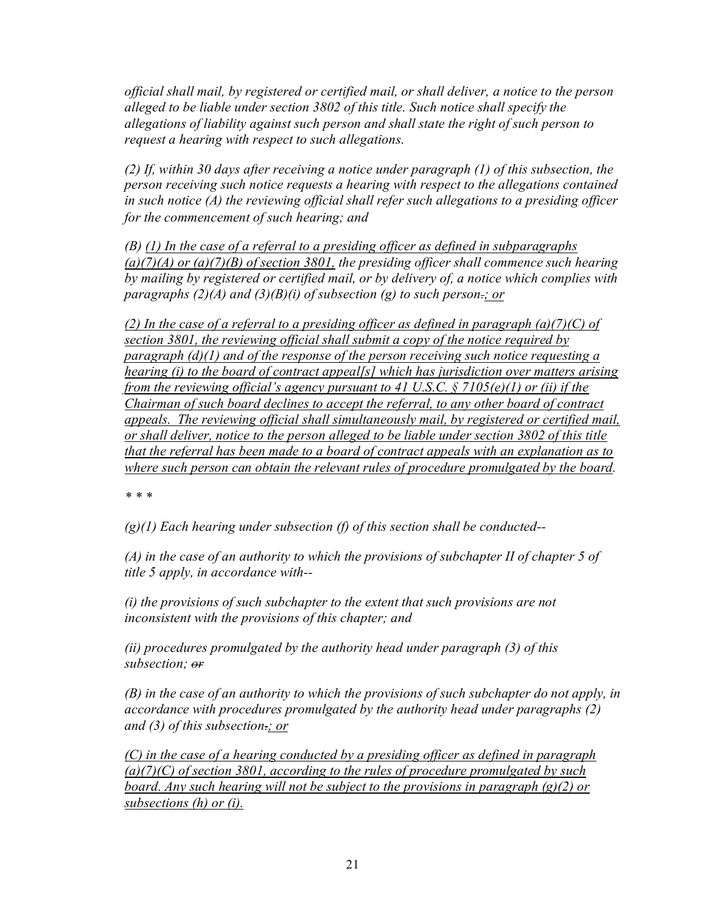*official shall mail, by registered or certified mail, or shall deliver, a notice to the person alleged to be liable under section 3802 of this title. Such notice shall specify the allegations of liability against such person and shall state the right of such person to request a hearing with respect to such allegations.*

*(2) If, within 30 days after receiving a notice under paragraph (1) of this subsection, the person receiving such notice requests a hearing with respect to the allegations contained in such notice (A) the reviewing official shall refer such allegations to a presiding officer for the commencement of such hearing; and*

*(B) <u>(1) In the case of a referral to a presiding officer as defined in subparagraphs (a)(7)(A) or (a)(7)(B) of section 3801,</u> the presiding officer shall commence such hearing by mailing by registered or certified mail, or by delivery of, a notice which complies with paragraphs (2)(A) and (3)(B)(i) of subsection (g) to such person~~.~~<u>; or</u>*

*<u>(2) In the case of a referral to a presiding officer as defined in paragraph (a)(7)(C) of section 3801, the reviewing official shall submit a copy of the notice required by paragraph (d)(1) and of the response of the person receiving such notice requesting a hearing (i) to the board of contract appeal[s] which has jurisdiction over matters arising from the reviewing official's agency pursuant to 41 U.S.C. § 7105(e)(1) or (ii) if the Chairman of such board declines to accept the referral, to any other board of contract appeals. The reviewing official shall simultaneously mail, by registered or certified mail, or shall deliver, notice to the person alleged to be liable under section 3802 of this title that the referral has been made to a board of contract appeals with an explanation as to where such person can obtain the relevant rules of procedure promulgated by the board</u>.*

*\* \* \**

*(g)(1) Each hearing under subsection (f) of this section shall be conducted--*

*(A) in the case of an authority to which the provisions of subchapter II of chapter 5 of title 5 apply, in accordance with--*

*(i) the provisions of such subchapter to the extent that such provisions are not inconsistent with the provisions of this chapter; and*

*(ii) procedures promulgated by the authority head under paragraph (3) of this subsection; ~~or~~*

*(B) in the case of an authority to which the provisions of such subchapter do not apply, in accordance with procedures promulgated by the authority head under paragraphs (2) and (3) of this subsection~~.~~<u>; or</u>*

*<u>(C) in the case of a hearing conducted by a presiding officer as defined in paragraph (a)(7)(C) of section 3801, according to the rules of procedure promulgated by such board. Any such hearing will not be subject to the provisions in paragraph (g)(2) or subsections (h) or (i).</u>*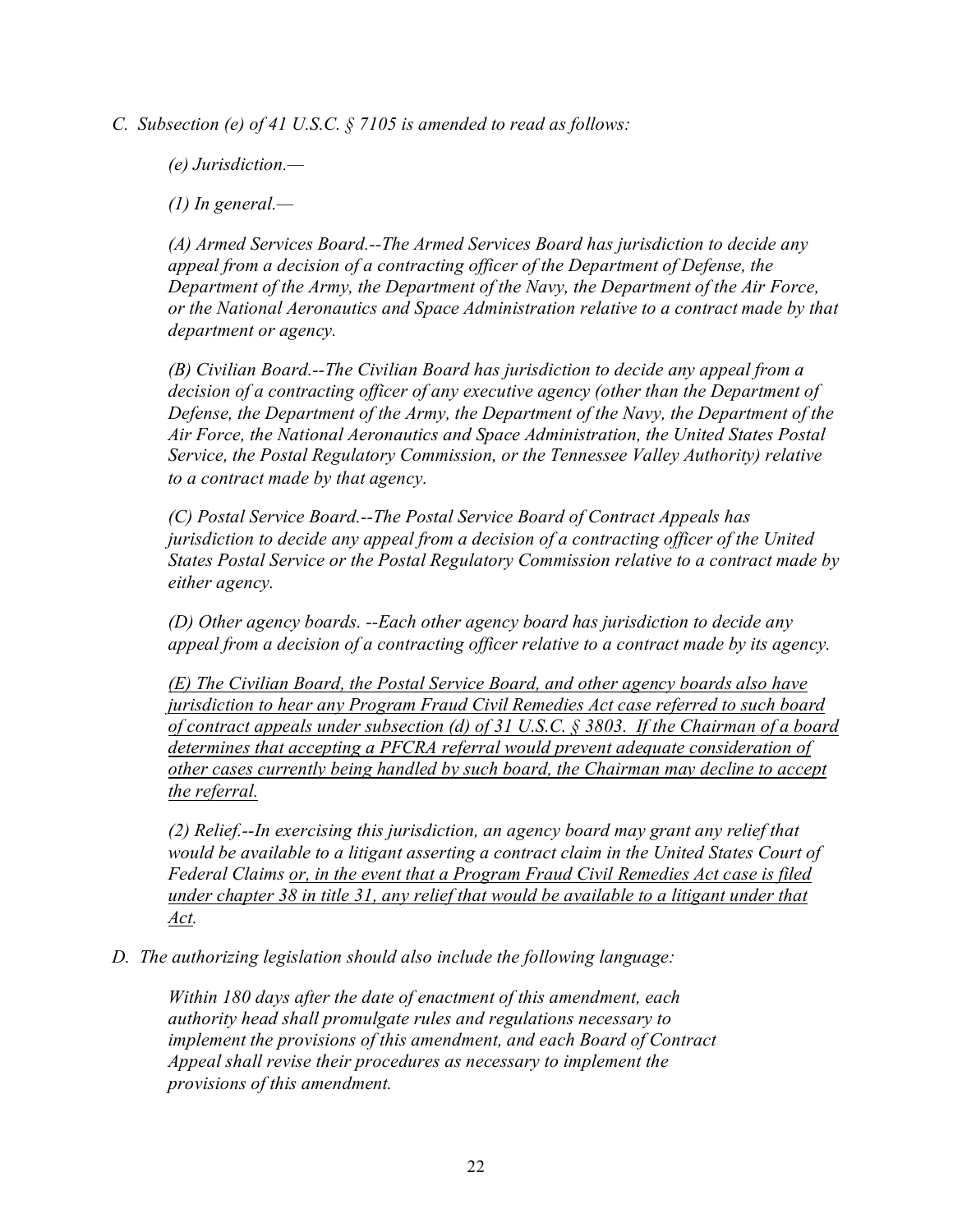*C. Subsection (e) of 41 U.S.C. § 7105 is amended to read as follows:*

> *(e) Jurisdiction.—*
>
> *(1) In general.—*
>
> *(A) Armed Services Board.--The Armed Services Board has jurisdiction to decide any appeal from a decision of a contracting officer of the Department of Defense, the Department of the Army, the Department of the Navy, the Department of the Air Force, or the National Aeronautics and Space Administration relative to a contract made by that department or agency.*
>
> *(B) Civilian Board.--The Civilian Board has jurisdiction to decide any appeal from a decision of a contracting officer of any executive agency (other than the Department of Defense, the Department of the Army, the Department of the Navy, the Department of the Air Force, the National Aeronautics and Space Administration, the United States Postal Service, the Postal Regulatory Commission, or the Tennessee Valley Authority) relative to a contract made by that agency.*
>
> *(C) Postal Service Board.--The Postal Service Board of Contract Appeals has jurisdiction to decide any appeal from a decision of a contracting officer of the United States Postal Service or the Postal Regulatory Commission relative to a contract made by either agency.*
>
> *(D) Other agency boards. --Each other agency board has jurisdiction to decide any appeal from a decision of a contracting officer relative to a contract made by its agency.*
>
> <u>*(E) The Civilian Board, the Postal Service Board, and other agency boards also have jurisdiction to hear any Program Fraud Civil Remedies Act case referred to such board of contract appeals under subsection (d) of 31 U.S.C. § 3803. If the Chairman of a board determines that accepting a PFCRA referral would prevent adequate consideration of other cases currently being handled by such board, the Chairman may decline to accept the referral.*</u>
>
> *(2) Relief.--In exercising this jurisdiction, an agency board may grant any relief that would be available to a litigant asserting a contract claim in the United States Court of Federal Claims* <u>*or, in the event that a Program Fraud Civil Remedies Act case is filed under chapter 38 in title 31, any relief that would be available to a litigant under that Act.*</u>

*D. The authorizing legislation should also include the following language:*

> *Within 180 days after the date of enactment of this amendment, each authority head shall promulgate rules and regulations necessary to implement the provisions of this amendment, and each Board of Contract Appeal shall revise their procedures as necessary to implement the provisions of this amendment.*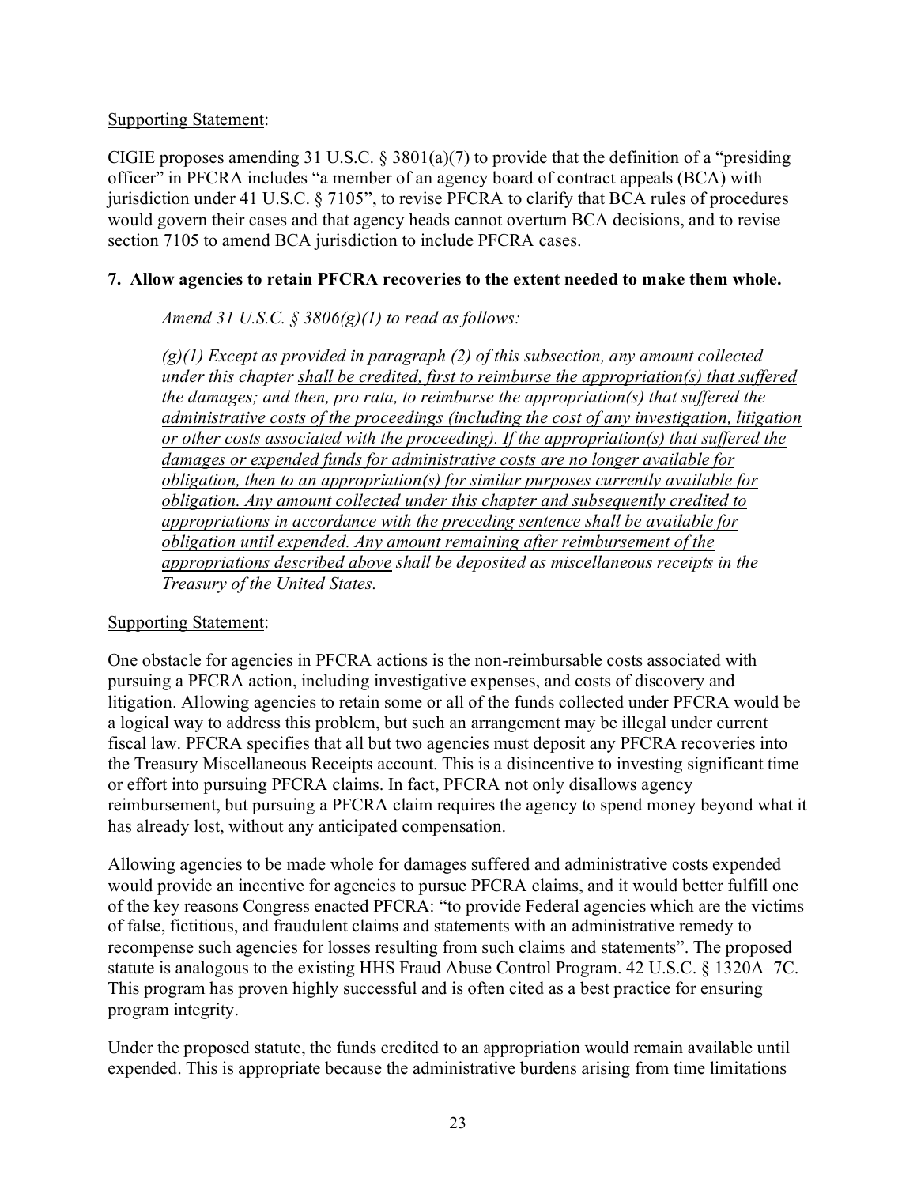<u>Supporting Statement</u>:

CIGIE proposes amending 31 U.S.C. § 3801(a)(7) to provide that the definition of a "presiding officer" in PFCRA includes "a member of an agency board of contract appeals (BCA) with jurisdiction under 41 U.S.C. § 7105", to revise PFCRA to clarify that BCA rules of procedures would govern their cases and that agency heads cannot overturn BCA decisions, and to revise section 7105 to amend BCA jurisdiction to include PFCRA cases.

**7. Allow agencies to retain PFCRA recoveries to the extent needed to make them whole.**

*Amend 31 U.S.C. § 3806(g)(1) to read as follows:*

*(g)(1) Except as provided in paragraph (2) of this subsection, any amount collected under this chapter <u>shall be credited, first to reimburse the appropriation(s) that suffered the damages; and then, pro rata, to reimburse the appropriation(s) that suffered the administrative costs of the proceedings (including the cost of any investigation, litigation or other costs associated with the proceeding). If the appropriation(s) that suffered the damages or expended funds for administrative costs are no longer available for obligation, then to an appropriation(s) for similar purposes currently available for obligation. Any amount collected under this chapter and subsequently credited to appropriations in accordance with the preceding sentence shall be available for obligation until expended. Any amount remaining after reimbursement of the appropriations described above</u> shall be deposited as miscellaneous receipts in the Treasury of the United States.*

<u>Supporting Statement</u>:

One obstacle for agencies in PFCRA actions is the non-reimbursable costs associated with pursuing a PFCRA action, including investigative expenses, and costs of discovery and litigation. Allowing agencies to retain some or all of the funds collected under PFCRA would be a logical way to address this problem, but such an arrangement may be illegal under current fiscal law. PFCRA specifies that all but two agencies must deposit any PFCRA recoveries into the Treasury Miscellaneous Receipts account. This is a disincentive to investing significant time or effort into pursuing PFCRA claims. In fact, PFCRA not only disallows agency reimbursement, but pursuing a PFCRA claim requires the agency to spend money beyond what it has already lost, without any anticipated compensation.

Allowing agencies to be made whole for damages suffered and administrative costs expended would provide an incentive for agencies to pursue PFCRA claims, and it would better fulfill one of the key reasons Congress enacted PFCRA: "to provide Federal agencies which are the victims of false, fictitious, and fraudulent claims and statements with an administrative remedy to recompense such agencies for losses resulting from such claims and statements". The proposed statute is analogous to the existing HHS Fraud Abuse Control Program. 42 U.S.C. § 1320A–7C. This program has proven highly successful and is often cited as a best practice for ensuring program integrity.

Under the proposed statute, the funds credited to an appropriation would remain available until expended. This is appropriate because the administrative burdens arising from time limitations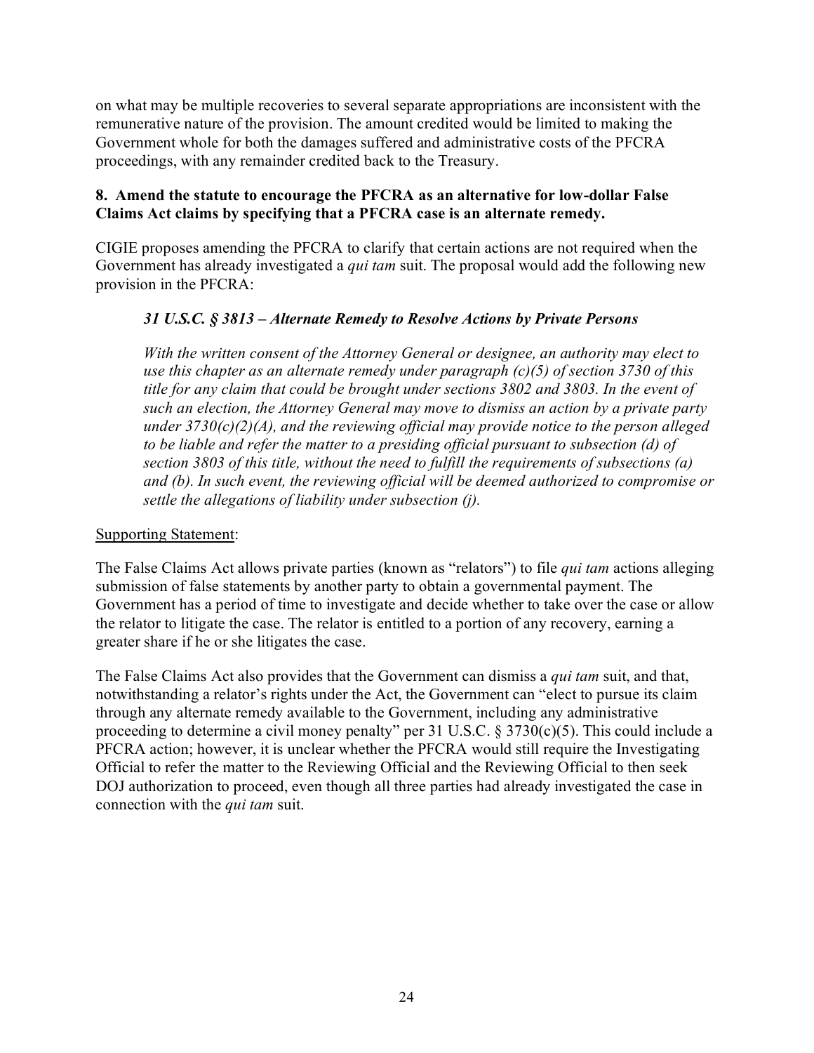on what may be multiple recoveries to several separate appropriations are inconsistent with the remunerative nature of the provision. The amount credited would be limited to making the Government whole for both the damages suffered and administrative costs of the PFCRA proceedings, with any remainder credited back to the Treasury.

**8. Amend the statute to encourage the PFCRA as an alternative for low-dollar False Claims Act claims by specifying that a PFCRA case is an alternate remedy.**

CIGIE proposes amending the PFCRA to clarify that certain actions are not required when the Government has already investigated a *qui tam* suit. The proposal would add the following new provision in the PFCRA:

> ***31 U.S.C. § 3813 – Alternate Remedy to Resolve Actions by Private Persons***
>
> *With the written consent of the Attorney General or designee, an authority may elect to use this chapter as an alternate remedy under paragraph (c)(5) of section 3730 of this title for any claim that could be brought under sections 3802 and 3803. In the event of such an election, the Attorney General may move to dismiss an action by a private party under 3730(c)(2)(A), and the reviewing official may provide notice to the person alleged to be liable and refer the matter to a presiding official pursuant to subsection (d) of section 3803 of this title, without the need to fulfill the requirements of subsections (a) and (b). In such event, the reviewing official will be deemed authorized to compromise or settle the allegations of liability under subsection (j).*

<u>Supporting Statement</u>:

The False Claims Act allows private parties (known as "relators") to file *qui tam* actions alleging submission of false statements by another party to obtain a governmental payment. The Government has a period of time to investigate and decide whether to take over the case or allow the relator to litigate the case. The relator is entitled to a portion of any recovery, earning a greater share if he or she litigates the case.

The False Claims Act also provides that the Government can dismiss a *qui tam* suit, and that, notwithstanding a relator's rights under the Act, the Government can "elect to pursue its claim through any alternate remedy available to the Government, including any administrative proceeding to determine a civil money penalty" per 31 U.S.C. § 3730(c)(5). This could include a PFCRA action; however, it is unclear whether the PFCRA would still require the Investigating Official to refer the matter to the Reviewing Official and the Reviewing Official to then seek DOJ authorization to proceed, even though all three parties had already investigated the case in connection with the *qui tam* suit.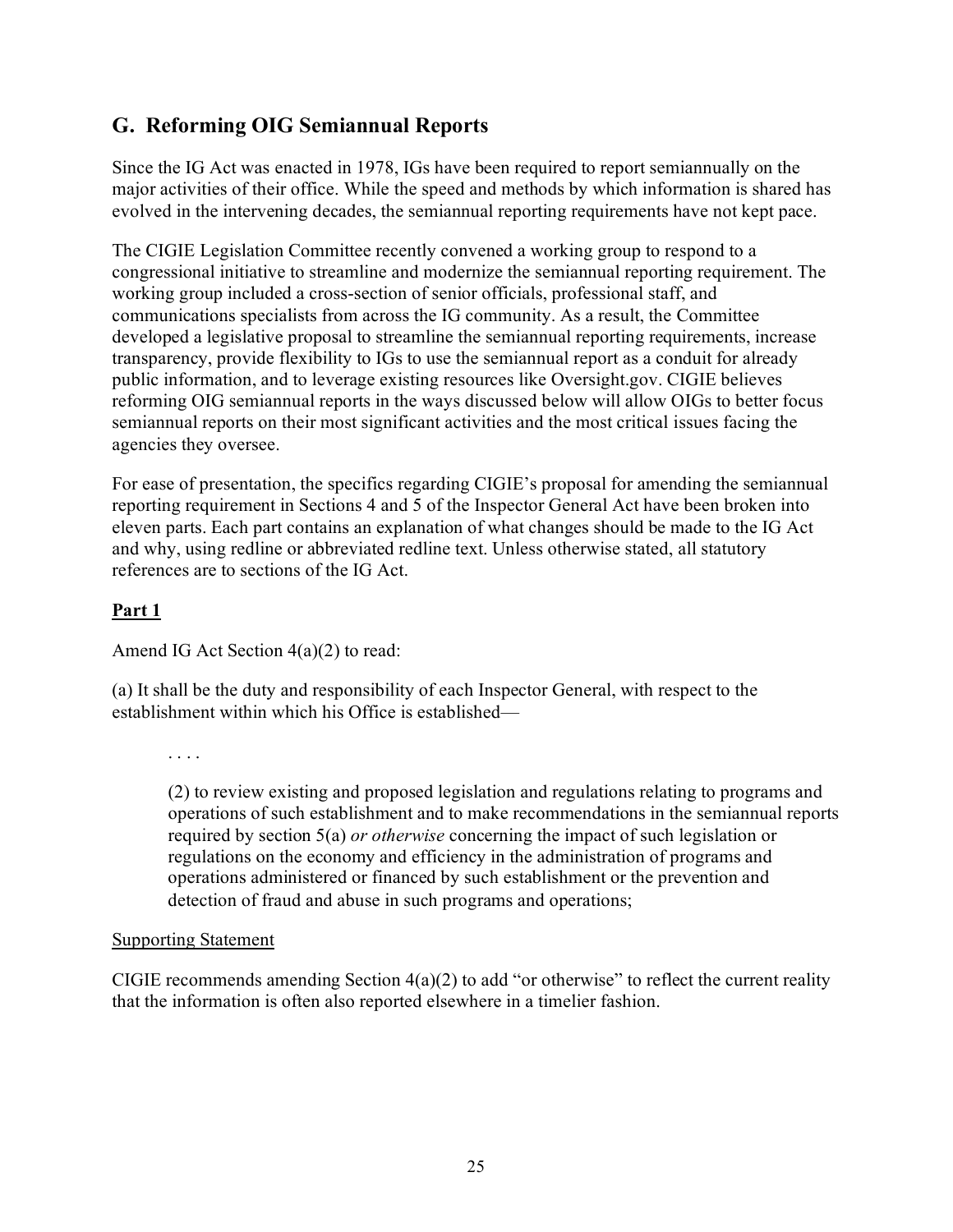## G. Reforming OIG Semiannual Reports

Since the IG Act was enacted in 1978, IGs have been required to report semiannually on the major activities of their office. While the speed and methods by which information is shared has evolved in the intervening decades, the semiannual reporting requirements have not kept pace.

The CIGIE Legislation Committee recently convened a working group to respond to a congressional initiative to streamline and modernize the semiannual reporting requirement. The working group included a cross-section of senior officials, professional staff, and communications specialists from across the IG community. As a result, the Committee developed a legislative proposal to streamline the semiannual reporting requirements, increase transparency, provide flexibility to IGs to use the semiannual report as a conduit for already public information, and to leverage existing resources like Oversight.gov. CIGIE believes reforming OIG semiannual reports in the ways discussed below will allow OIGs to better focus semiannual reports on their most significant activities and the most critical issues facing the agencies they oversee.

For ease of presentation, the specifics regarding CIGIE's proposal for amending the semiannual reporting requirement in Sections 4 and 5 of the Inspector General Act have been broken into eleven parts. Each part contains an explanation of what changes should be made to the IG Act and why, using redline or abbreviated redline text. Unless otherwise stated, all statutory references are to sections of the IG Act.

**Part 1**

Amend IG Act Section 4(a)(2) to read:

(a) It shall be the duty and responsibility of each Inspector General, with respect to the establishment within which his Office is established—

> . . . .
>
> (2) to review existing and proposed legislation and regulations relating to programs and operations of such establishment and to make recommendations in the semiannual reports required by section 5(a) *or otherwise* concerning the impact of such legislation or regulations on the economy and efficiency in the administration of programs and operations administered or financed by such establishment or the prevention and detection of fraud and abuse in such programs and operations;

Supporting Statement

CIGIE recommends amending Section 4(a)(2) to add "or otherwise" to reflect the current reality that the information is often also reported elsewhere in a timelier fashion.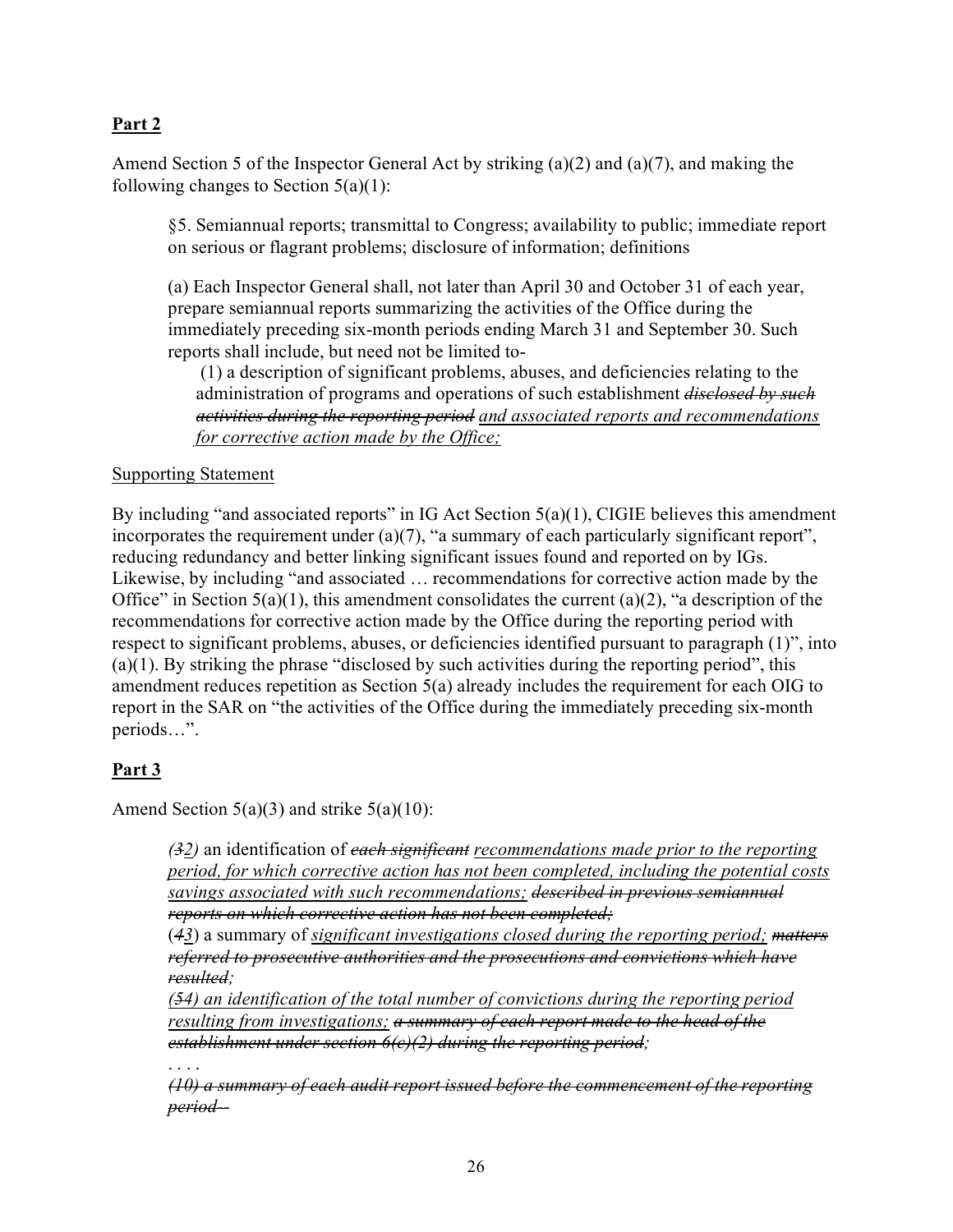## **<u>Part 2</u>**

Amend Section 5 of the Inspector General Act by striking (a)(2) and (a)(7), and making the following changes to Section 5(a)(1):

> §5. Semiannual reports; transmittal to Congress; availability to public; immediate report on serious or flagrant problems; disclosure of information; definitions
>
> (a) Each Inspector General shall, not later than April 30 and October 31 of each year, prepare semiannual reports summarizing the activities of the Office during the immediately preceding six-month periods ending March 31 and September 30. Such reports shall include, but need not be limited to-
>
> (1) a description of significant problems, abuses, and deficiencies relating to the administration of programs and operations of such establishment ~~*disclosed by such activities during the reporting period*~~ *<u>and associated reports and recommendations for corrective action made by the Office;</u>*

<u>Supporting Statement</u>

By including "and associated reports" in IG Act Section 5(a)(1), CIGIE believes this amendment incorporates the requirement under (a)(7), "a summary of each particularly significant report", reducing redundancy and better linking significant issues found and reported on by IGs. Likewise, by including "and associated … recommendations for corrective action made by the Office" in Section 5(a)(1), this amendment consolidates the current (a)(2), "a description of the recommendations for corrective action made by the Office during the reporting period with respect to significant problems, abuses, or deficiencies identified pursuant to paragraph (1)", into (a)(1). By striking the phrase "disclosed by such activities during the reporting period", this amendment reduces repetition as Section 5(a) already includes the requirement for each OIG to report in the SAR on "the activities of the Office during the immediately preceding six-month periods…".

## **<u>Part 3</u>**

Amend Section 5(a)(3) and strike 5(a)(10):

> *(~~3~~<u>2</u>)* an identification of ~~*each significant*~~ *<u>recommendations made prior to the reporting period, for which corrective action has not been completed, including the potential costs savings associated with such recommendations;</u>* ~~*described in previous semiannual reports on which corrective action has not been completed;*~~
>
> (*~~4~~<u>3</u>*) a summary of *<u>significant investigations closed during the reporting period;</u>* ~~*matters referred to prosecutive authorities and the prosecutions and convictions which have resulted*~~*;*
>
> *(~~5~~<u>4</u>) <u>an identification of the total number of convictions during the reporting period resulting from investigations;</u>* ~~*a summary of each report made to the head of the establishment under section 6(c)(2) during the reporting period*~~*;*
>
> . . . .
>
> ~~*(10) a summary of each audit report issued before the commencement of the reporting period--*~~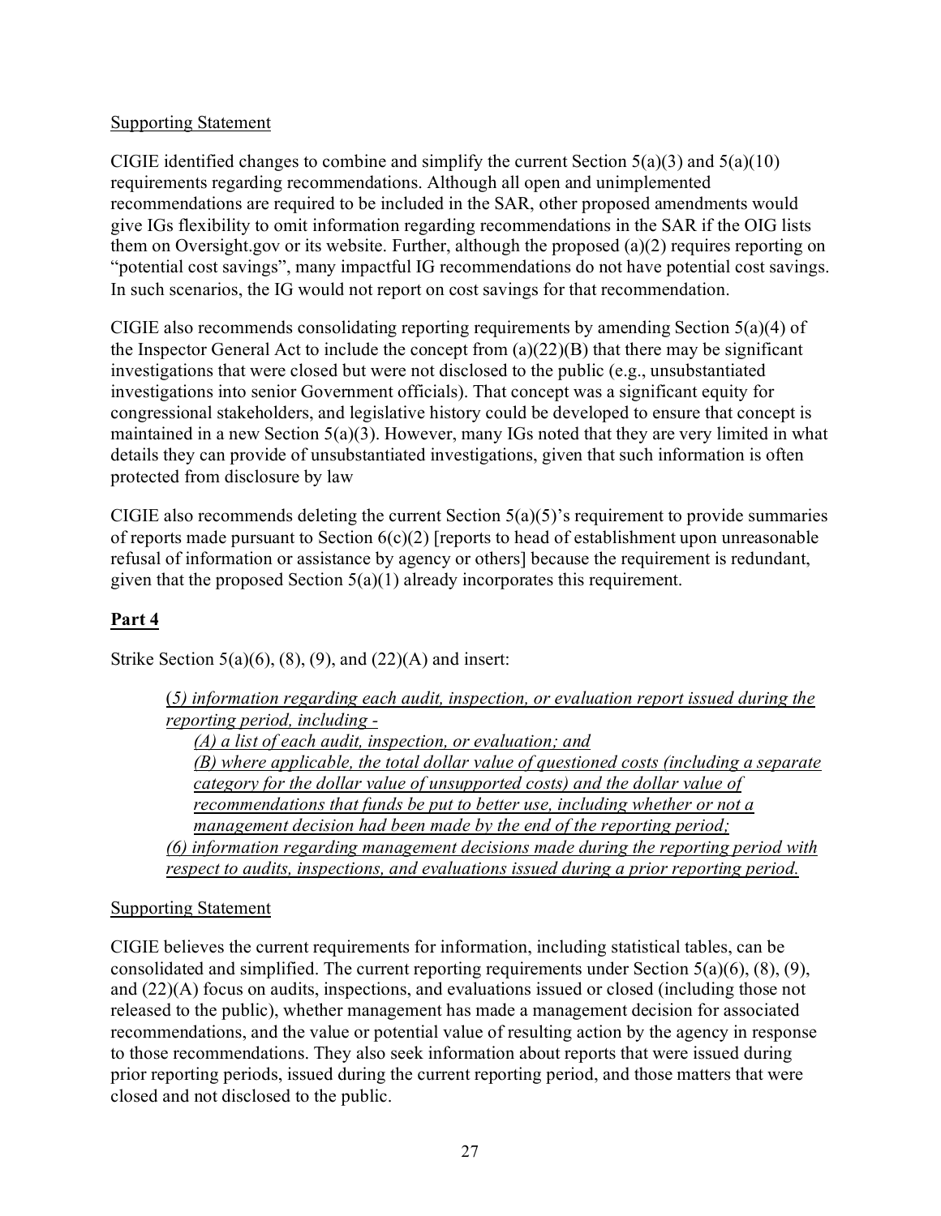Supporting Statement

CIGIE identified changes to combine and simplify the current Section 5(a)(3) and 5(a)(10) requirements regarding recommendations. Although all open and unimplemented recommendations are required to be included in the SAR, other proposed amendments would give IGs flexibility to omit information regarding recommendations in the SAR if the OIG lists them on Oversight.gov or its website. Further, although the proposed (a)(2) requires reporting on "potential cost savings", many impactful IG recommendations do not have potential cost savings. In such scenarios, the IG would not report on cost savings for that recommendation.

CIGIE also recommends consolidating reporting requirements by amending Section 5(a)(4) of the Inspector General Act to include the concept from (a)(22)(B) that there may be significant investigations that were closed but were not disclosed to the public (e.g., unsubstantiated investigations into senior Government officials). That concept was a significant equity for congressional stakeholders, and legislative history could be developed to ensure that concept is maintained in a new Section 5(a)(3). However, many IGs noted that they are very limited in what details they can provide of unsubstantiated investigations, given that such information is often protected from disclosure by law

CIGIE also recommends deleting the current Section 5(a)(5)'s requirement to provide summaries of reports made pursuant to Section 6(c)(2) [reports to head of establishment upon unreasonable refusal of information or assistance by agency or others] because the requirement is redundant, given that the proposed Section 5(a)(1) already incorporates this requirement.

## Part 4

Strike Section 5(a)(6), (8), (9), and (22)(A) and insert:

> *(5) information regarding each audit, inspection, or evaluation report issued during the reporting period, including -*
>
> *(A) a list of each audit, inspection, or evaluation; and*
>
> *(B) where applicable, the total dollar value of questioned costs (including a separate category for the dollar value of unsupported costs) and the dollar value of recommendations that funds be put to better use, including whether or not a management decision had been made by the end of the reporting period;*
>
> *(6) information regarding management decisions made during the reporting period with respect to audits, inspections, and evaluations issued during a prior reporting period.*

Supporting Statement

CIGIE believes the current requirements for information, including statistical tables, can be consolidated and simplified. The current reporting requirements under Section 5(a)(6), (8), (9), and (22)(A) focus on audits, inspections, and evaluations issued or closed (including those not released to the public), whether management has made a management decision for associated recommendations, and the value or potential value of resulting action by the agency in response to those recommendations. They also seek information about reports that were issued during prior reporting periods, issued during the current reporting period, and those matters that were closed and not disclosed to the public.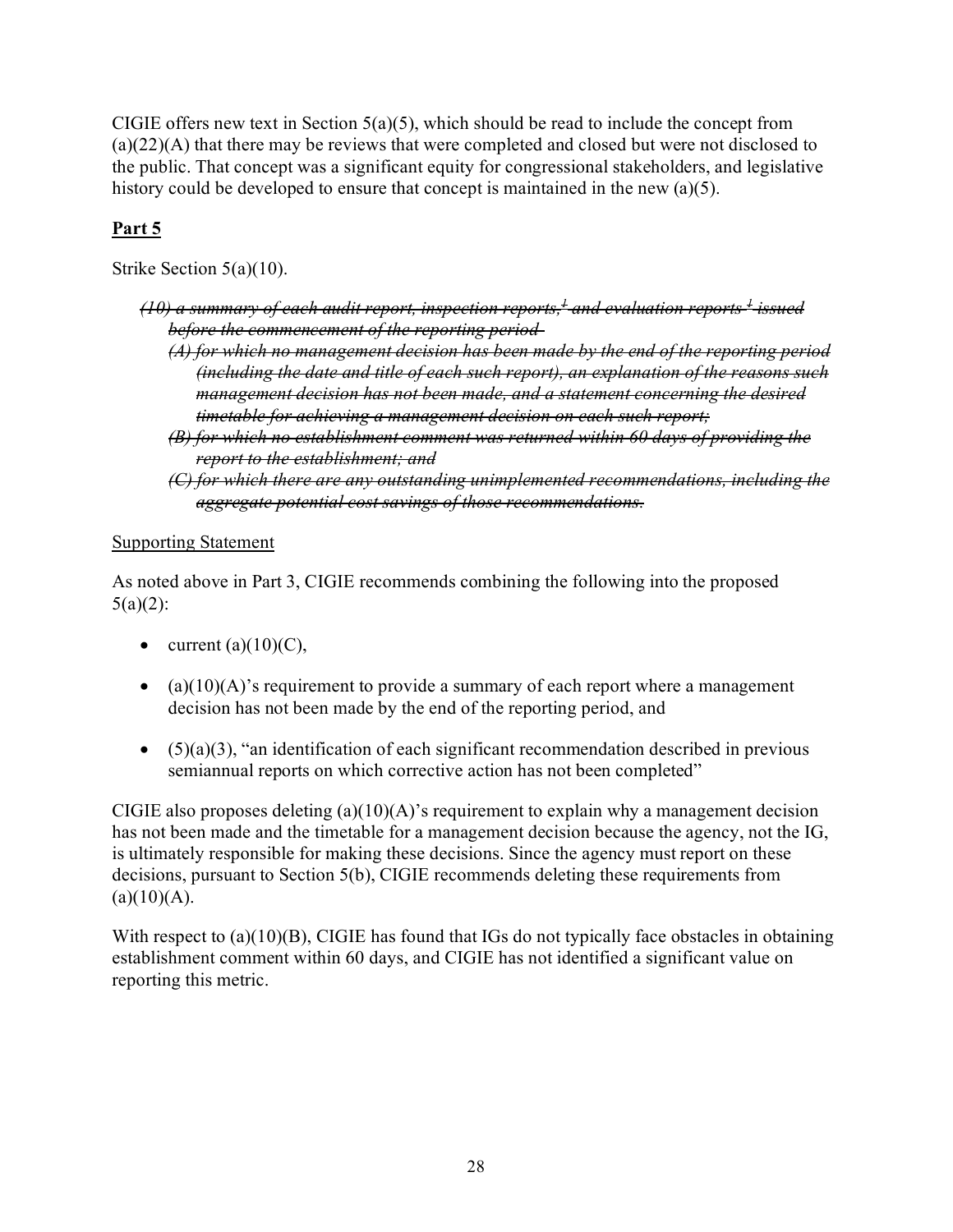CIGIE offers new text in Section 5(a)(5), which should be read to include the concept from (a)(22)(A) that there may be reviews that were completed and closed but were not disclosed to the public. That concept was a significant equity for congressional stakeholders, and legislative history could be developed to ensure that concept is maintained in the new (a)(5).

## **Part 5**

Strike Section 5(a)(10).

- ~~(10) a summary of each audit report, inspection reports,[1] and evaluation reports [1] issued before the commencement of the reporting period~~
  - ~~(A) for which no management decision has been made by the end of the reporting period (including the date and title of each such report), an explanation of the reasons such management decision has not been made, and a statement concerning the desired timetable for achieving a management decision on each such report;~~
  - ~~(B) for which no establishment comment was returned within 60 days of providing the report to the establishment; and~~
  - ~~(C) for which there are any outstanding unimplemented recommendations, including the aggregate potential cost savings of those recommendations.~~

Supporting Statement

As noted above in Part 3, CIGIE recommends combining the following into the proposed 5(a)(2):

- current (a)(10)(C),
- (a)(10)(A)'s requirement to provide a summary of each report where a management decision has not been made by the end of the reporting period, and
- (5)(a)(3), "an identification of each significant recommendation described in previous semiannual reports on which corrective action has not been completed"

CIGIE also proposes deleting (a)(10)(A)'s requirement to explain why a management decision has not been made and the timetable for a management decision because the agency, not the IG, is ultimately responsible for making these decisions. Since the agency must report on these decisions, pursuant to Section 5(b), CIGIE recommends deleting these requirements from (a)(10)(A).

With respect to (a)(10)(B), CIGIE has found that IGs do not typically face obstacles in obtaining establishment comment within 60 days, and CIGIE has not identified a significant value on reporting this metric.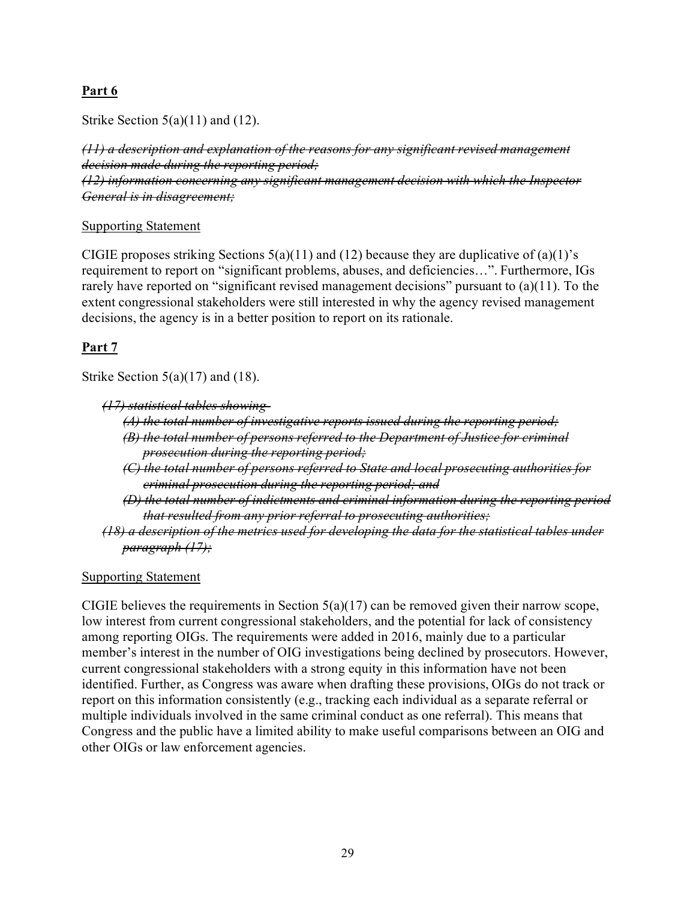**Part 6**

Strike Section 5(a)(11) and (12).

~~*(11) a description and explanation of the reasons for any significant revised management decision made during the reporting period;*~~
~~*(12) information concerning any significant management decision with which the Inspector General is in disagreement;*~~

Supporting Statement

CIGIE proposes striking Sections 5(a)(11) and (12) because they are duplicative of (a)(1)'s requirement to report on "significant problems, abuses, and deficiencies…". Furthermore, IGs rarely have reported on "significant revised management decisions" pursuant to (a)(11). To the extent congressional stakeholders were still interested in why the agency revised management decisions, the agency is in a better position to report on its rationale.

**Part 7**

Strike Section 5(a)(17) and (18).

~~*(17) statistical tables showing—*~~
- ~~*(A) the total number of investigative reports issued during the reporting period;*~~
- ~~*(B) the total number of persons referred to the Department of Justice for criminal prosecution during the reporting period;*~~
- ~~*(C) the total number of persons referred to State and local prosecuting authorities for criminal prosecution during the reporting period; and*~~
- ~~*(D) the total number of indictments and criminal information during the reporting period that resulted from any prior referral to prosecuting authorities;*~~

~~*(18) a description of the metrics used for developing the data for the statistical tables under paragraph (17);*~~

Supporting Statement

CIGIE believes the requirements in Section 5(a)(17) can be removed given their narrow scope, low interest from current congressional stakeholders, and the potential for lack of consistency among reporting OIGs. The requirements were added in 2016, mainly due to a particular member's interest in the number of OIG investigations being declined by prosecutors. However, current congressional stakeholders with a strong equity in this information have not been identified. Further, as Congress was aware when drafting these provisions, OIGs do not track or report on this information consistently (e.g., tracking each individual as a separate referral or multiple individuals involved in the same criminal conduct as one referral). This means that Congress and the public have a limited ability to make useful comparisons between an OIG and other OIGs or law enforcement agencies.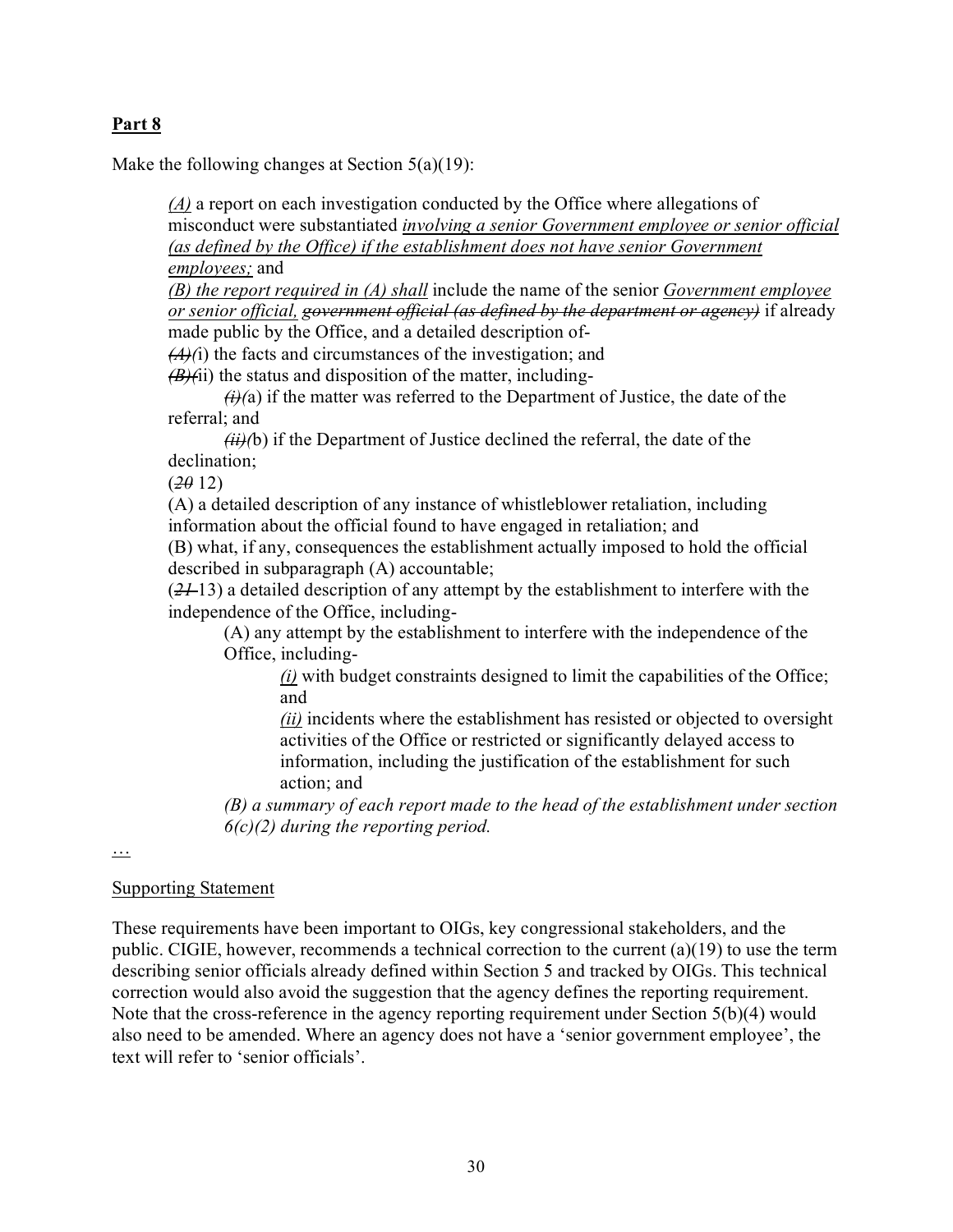**Part 8**

Make the following changes at Section 5(a)(19):

> *(A)* a report on each investigation conducted by the Office where allegations of misconduct were substantiated *involving a senior Government employee or senior official (as defined by the Office) if the establishment does not have senior Government employees;* and
>
> *(B) the report required in (A) shall* include the name of the senior *Government employee or senior official,* ~~*government official (as defined by the department or agency)*~~ if already made public by the Office, and a detailed description of-
>
> ~~*(A)*~~*(*i) the facts and circumstances of the investigation; and
>
> ~~*(B)*~~*(*ii) the status and disposition of the matter, including-
>
> > ~~*(i)*~~*(*a) if the matter was referred to the Department of Justice, the date of the referral; and
> >
> > ~~*(ii)*~~*(*b) if the Department of Justice declined the referral, the date of the declination;
>
> (~~*20*~~ 12)
>
> (A) a detailed description of any instance of whistleblower retaliation, including information about the official found to have engaged in retaliation; and
>
> (B) what, if any, consequences the establishment actually imposed to hold the official described in subparagraph (A) accountable;
>
> (~~*21*~~ 13) a detailed description of any attempt by the establishment to interfere with the independence of the Office, including-
>
> > (A) any attempt by the establishment to interfere with the independence of the Office, including-
> >
> > > *(i)* with budget constraints designed to limit the capabilities of the Office; and
> > >
> > > *(ii)* incidents where the establishment has resisted or objected to oversight activities of the Office or restricted or significantly delayed access to information, including the justification of the establishment for such action; and
> >
> > *(B) a summary of each report made to the head of the establishment under section 6(c)(2) during the reporting period.*

…

Supporting Statement

These requirements have been important to OIGs, key congressional stakeholders, and the public. CIGIE, however, recommends a technical correction to the current (a)(19) to use the term describing senior officials already defined within Section 5 and tracked by OIGs. This technical correction would also avoid the suggestion that the agency defines the reporting requirement. Note that the cross-reference in the agency reporting requirement under Section 5(b)(4) would also need to be amended. Where an agency does not have a 'senior government employee', the text will refer to 'senior officials'.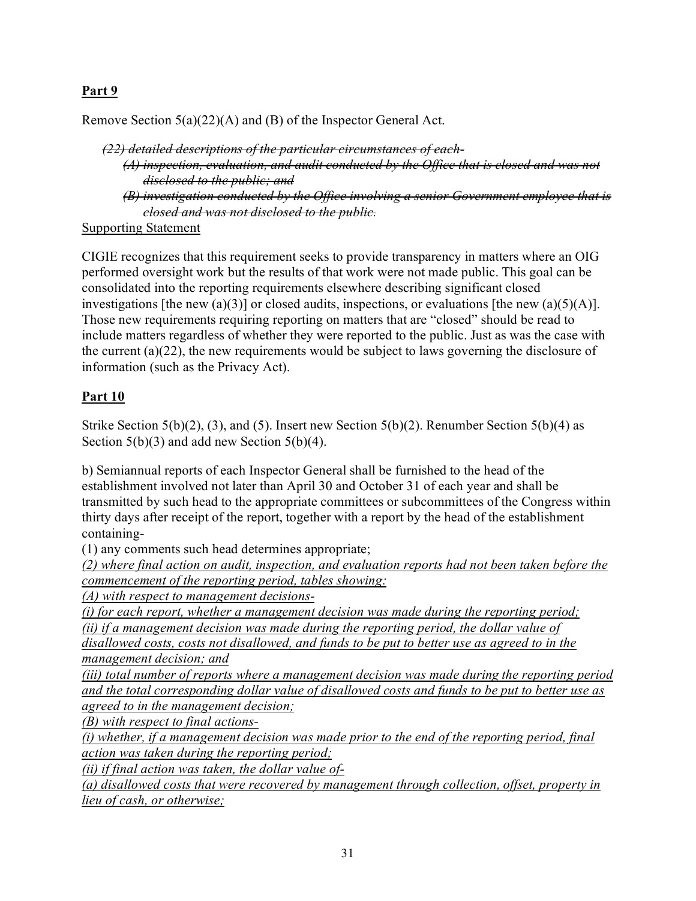## **Part 9**

Remove Section 5(a)(22)(A) and (B) of the Inspector General Act.

> ~~*(22) detailed descriptions of the particular circumstances of each-*~~
>
> ~~*(A) inspection, evaluation, and audit conducted by the Office that is closed and was not disclosed to the public; and*~~
>
> ~~*(B) investigation conducted by the Office involving a senior Government employee that is closed and was not disclosed to the public.*~~

<u>Supporting Statement</u>

CIGIE recognizes that this requirement seeks to provide transparency in matters where an OIG performed oversight work but the results of that work were not made public. This goal can be consolidated into the reporting requirements elsewhere describing significant closed investigations [the new (a)(3)] or closed audits, inspections, or evaluations [the new (a)(5)(A)]. Those new requirements requiring reporting on matters that are "closed" should be read to include matters regardless of whether they were reported to the public. Just as was the case with the current (a)(22), the new requirements would be subject to laws governing the disclosure of information (such as the Privacy Act).

## **Part 10**

Strike Section 5(b)(2), (3), and (5). Insert new Section 5(b)(2). Renumber Section 5(b)(4) as Section 5(b)(3) and add new Section 5(b)(4).

b) Semiannual reports of each Inspector General shall be furnished to the head of the establishment involved not later than April 30 and October 31 of each year and shall be transmitted by such head to the appropriate committees or subcommittees of the Congress within thirty days after receipt of the report, together with a report by the head of the establishment containing-

(1) any comments such head determines appropriate;

<u>*(2) where final action on audit, inspection, and evaluation reports had not been taken before the commencement of the reporting period, tables showing:*</u>

<u>*(A) with respect to management decisions-*</u>

<u>*(i) for each report, whether a management decision was made during the reporting period;*</u>

<u>*(ii) if a management decision was made during the reporting period, the dollar value of disallowed costs, costs not disallowed, and funds to be put to better use as agreed to in the management decision; and*</u>

<u>*(iii) total number of reports where a management decision was made during the reporting period and the total corresponding dollar value of disallowed costs and funds to be put to better use as agreed to in the management decision;*</u>

<u>*(B) with respect to final actions-*</u>

<u>*(i) whether, if a management decision was made prior to the end of the reporting period, final action was taken during the reporting period;*</u>

<u>*(ii) if final action was taken, the dollar value of-*</u>

<u>*(a) disallowed costs that were recovered by management through collection, offset, property in lieu of cash, or otherwise;*</u>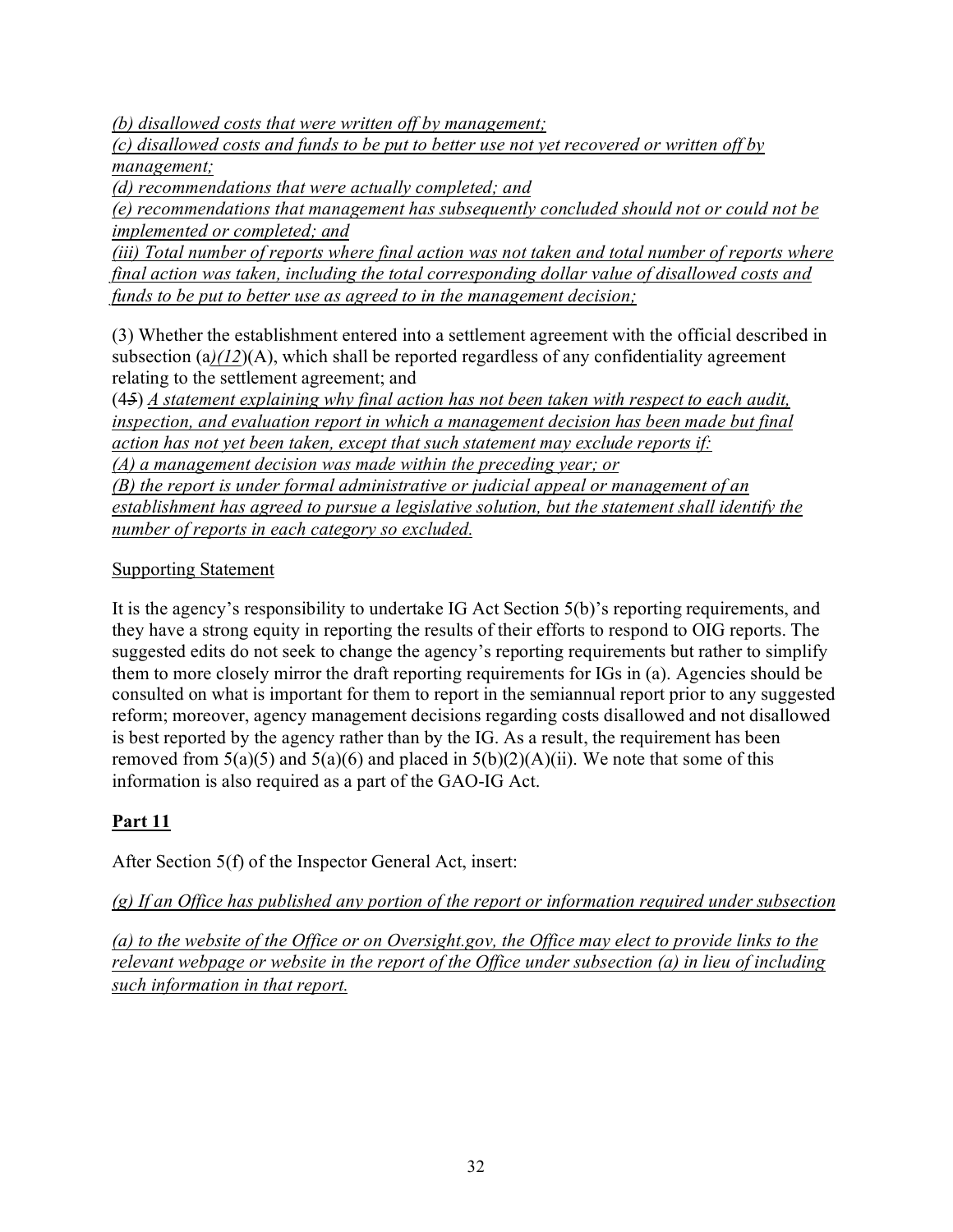*(b) disallowed costs that were written off by management;*
*(c) disallowed costs and funds to be put to better use not yet recovered or written off by management;*
*(d) recommendations that were actually completed; and*
*(e) recommendations that management has subsequently concluded should not or could not be implemented or completed; and*
*(iii) Total number of reports where final action was not taken and total number of reports where final action was taken, including the total corresponding dollar value of disallowed costs and funds to be put to better use as agreed to in the management decision;*

(3) Whether the establishment entered into a settlement agreement with the official described in subsection (a*)(12*)(A), which shall be reported regardless of any confidentiality agreement relating to the settlement agreement; and
(4~~5~~) *A statement explaining why final action has not been taken with respect to each audit, inspection, and evaluation report in which a management decision has been made but final action has not yet been taken, except that such statement may exclude reports if:*
*(A) a management decision was made within the preceding year; or*
*(B) the report is under formal administrative or judicial appeal or management of an establishment has agreed to pursue a legislative solution, but the statement shall identify the number of reports in each category so excluded.*

Supporting Statement

It is the agency's responsibility to undertake IG Act Section 5(b)'s reporting requirements, and they have a strong equity in reporting the results of their efforts to respond to OIG reports. The suggested edits do not seek to change the agency's reporting requirements but rather to simplify them to more closely mirror the draft reporting requirements for IGs in (a). Agencies should be consulted on what is important for them to report in the semiannual report prior to any suggested reform; moreover, agency management decisions regarding costs disallowed and not disallowed is best reported by the agency rather than by the IG. As a result, the requirement has been removed from 5(a)(5) and 5(a)(6) and placed in 5(b)(2)(A)(ii). We note that some of this information is also required as a part of the GAO-IG Act.

## Part 11

After Section 5(f) of the Inspector General Act, insert:

*(g) If an Office has published any portion of the report or information required under subsection*

*(a) to the website of the Office or on Oversight.gov, the Office may elect to provide links to the relevant webpage or website in the report of the Office under subsection (a) in lieu of including such information in that report.*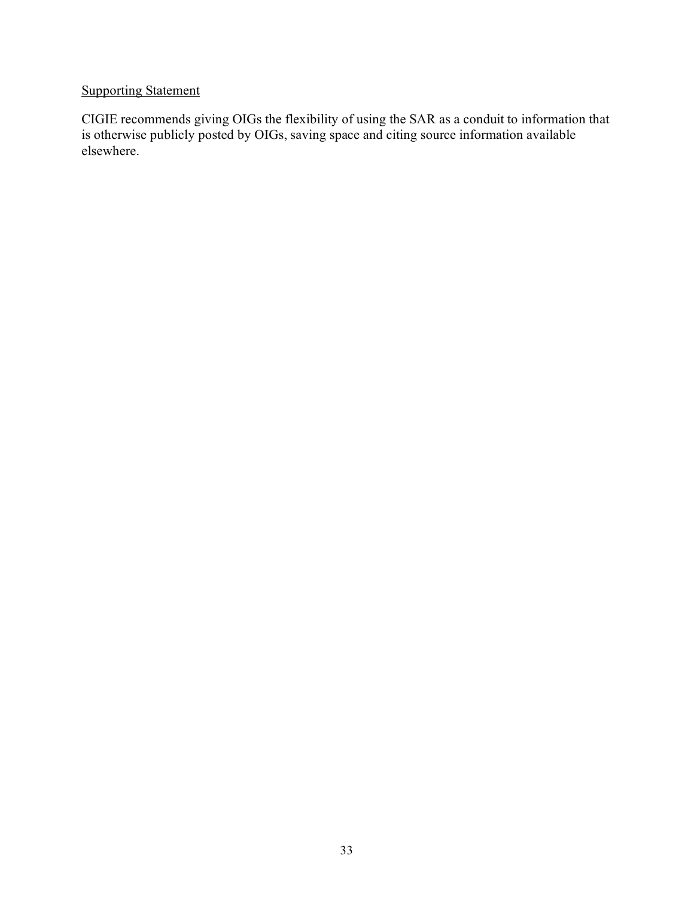Supporting Statement

CIGIE recommends giving OIGs the flexibility of using the SAR as a conduit to information that is otherwise publicly posted by OIGs, saving space and citing source information available elsewhere.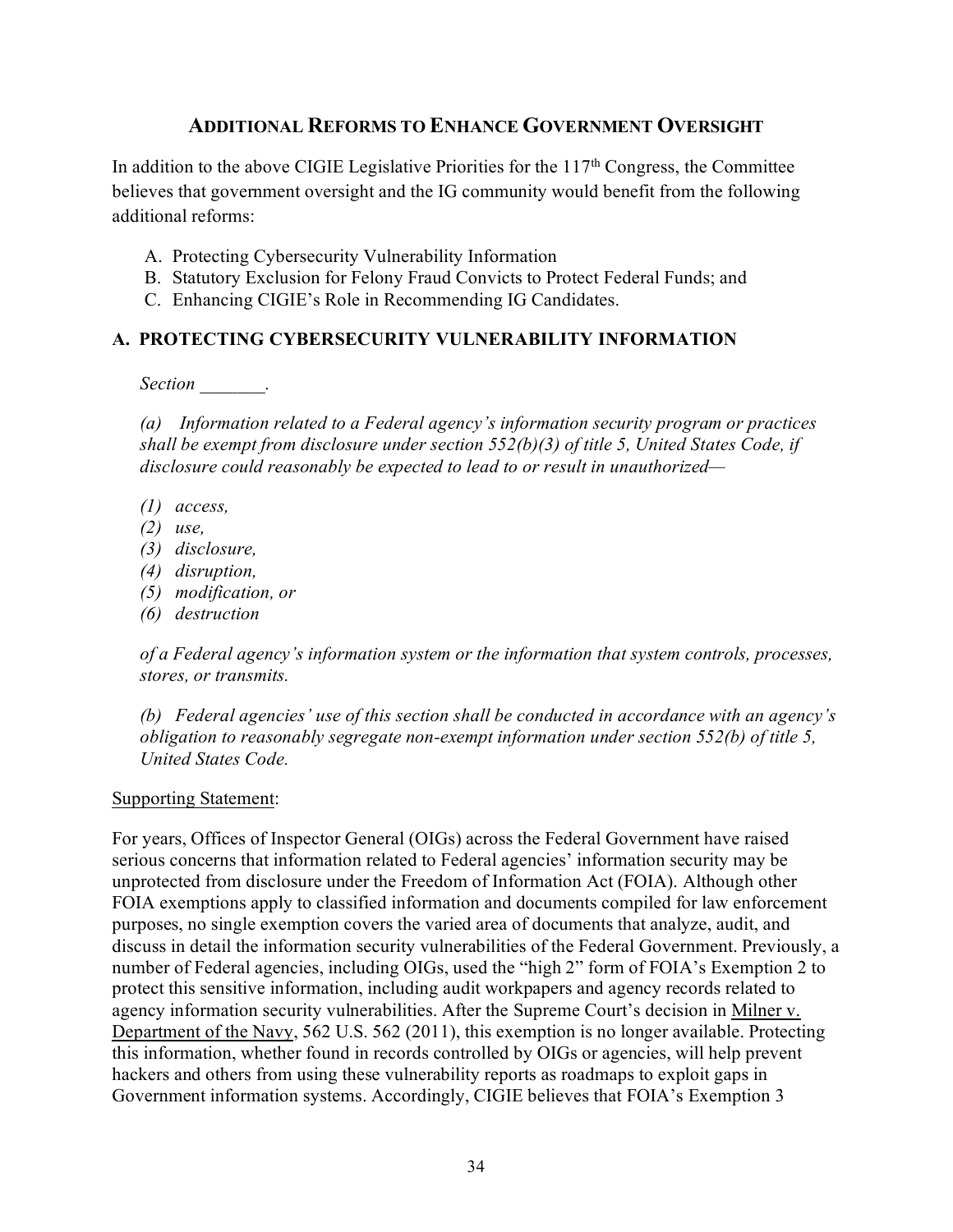## ADDITIONAL REFORMS TO ENHANCE GOVERNMENT OVERSIGHT

In addition to the above CIGIE Legislative Priorities for the 117th Congress, the Committee believes that government oversight and the IG community would benefit from the following additional reforms:

A. Protecting Cybersecurity Vulnerability Information
B. Statutory Exclusion for Felony Fraud Convicts to Protect Federal Funds; and
C. Enhancing CIGIE's Role in Recommending IG Candidates.

### A. PROTECTING CYBERSECURITY VULNERABILITY INFORMATION

*Section \_\_\_\_\_\_\_.*

*(a) Information related to a Federal agency's information security program or practices shall be exempt from disclosure under section 552(b)(3) of title 5, United States Code, if disclosure could reasonably be expected to lead to or result in unauthorized—*

*(1) access,*
*(2) use,*
*(3) disclosure,*
*(4) disruption,*
*(5) modification, or*
*(6) destruction*

*of a Federal agency's information system or the information that system controls, processes, stores, or transmits.*

*(b) Federal agencies' use of this section shall be conducted in accordance with an agency's obligation to reasonably segregate non-exempt information under section 552(b) of title 5, United States Code.*

<u>Supporting Statement</u>:

For years, Offices of Inspector General (OIGs) across the Federal Government have raised serious concerns that information related to Federal agencies' information security may be unprotected from disclosure under the Freedom of Information Act (FOIA). Although other FOIA exemptions apply to classified information and documents compiled for law enforcement purposes, no single exemption covers the varied area of documents that analyze, audit, and discuss in detail the information security vulnerabilities of the Federal Government. Previously, a number of Federal agencies, including OIGs, used the "high 2" form of FOIA's Exemption 2 to protect this sensitive information, including audit workpapers and agency records related to agency information security vulnerabilities. After the Supreme Court's decision in <u>Milner v. Department of the Navy</u>, 562 U.S. 562 (2011), this exemption is no longer available. Protecting this information, whether found in records controlled by OIGs or agencies, will help prevent hackers and others from using these vulnerability reports as roadmaps to exploit gaps in Government information systems. Accordingly, CIGIE believes that FOIA's Exemption 3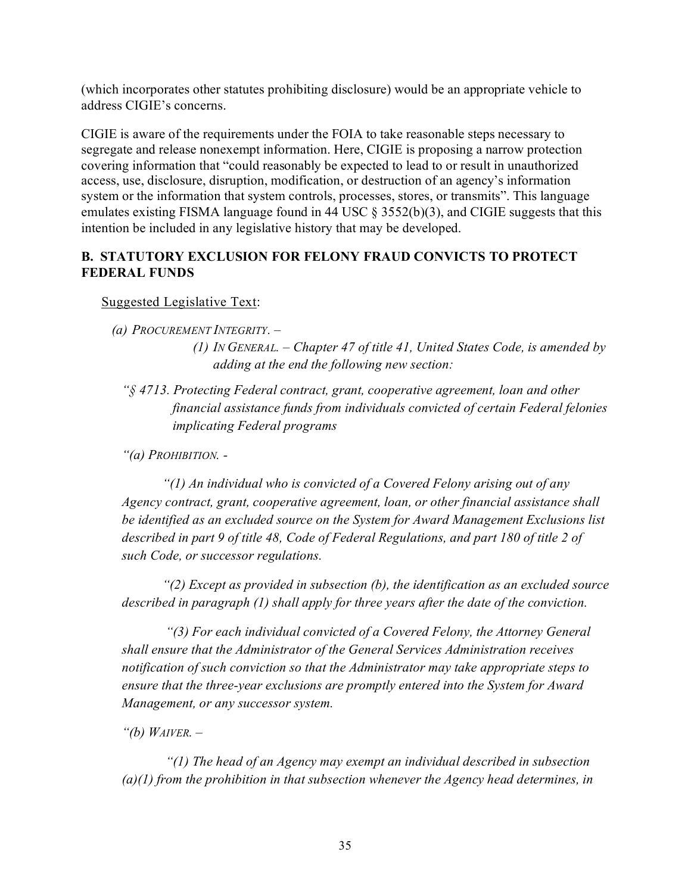(which incorporates other statutes prohibiting disclosure) would be an appropriate vehicle to address CIGIE's concerns.

CIGIE is aware of the requirements under the FOIA to take reasonable steps necessary to segregate and release nonexempt information. Here, CIGIE is proposing a narrow protection covering information that "could reasonably be expected to lead to or result in unauthorized access, use, disclosure, disruption, modification, or destruction of an agency's information system or the information that system controls, processes, stores, or transmits". This language emulates existing FISMA language found in 44 USC § 3552(b)(3), and CIGIE suggests that this intention be included in any legislative history that may be developed.

### B. STATUTORY EXCLUSION FOR FELONY FRAUD CONVICTS TO PROTECT FEDERAL FUNDS

Suggested Legislative Text:

*(a) PROCUREMENT INTEGRITY. –*

*(1) IN GENERAL. – Chapter 47 of title 41, United States Code, is amended by adding at the end the following new section:*

*"§ 4713. Protecting Federal contract, grant, cooperative agreement, loan and other financial assistance funds from individuals convicted of certain Federal felonies implicating Federal programs*

*"(a) PROHIBITION. -*

*"(1) An individual who is convicted of a Covered Felony arising out of any Agency contract, grant, cooperative agreement, loan, or other financial assistance shall be identified as an excluded source on the System for Award Management Exclusions list described in part 9 of title 48, Code of Federal Regulations, and part 180 of title 2 of such Code, or successor regulations.*

*"(2) Except as provided in subsection (b), the identification as an excluded source described in paragraph (1) shall apply for three years after the date of the conviction.*

*"(3) For each individual convicted of a Covered Felony, the Attorney General shall ensure that the Administrator of the General Services Administration receives notification of such conviction so that the Administrator may take appropriate steps to ensure that the three-year exclusions are promptly entered into the System for Award Management, or any successor system.*

*"(b) WAIVER. –*

*"(1) The head of an Agency may exempt an individual described in subsection (a)(1) from the prohibition in that subsection whenever the Agency head determines, in*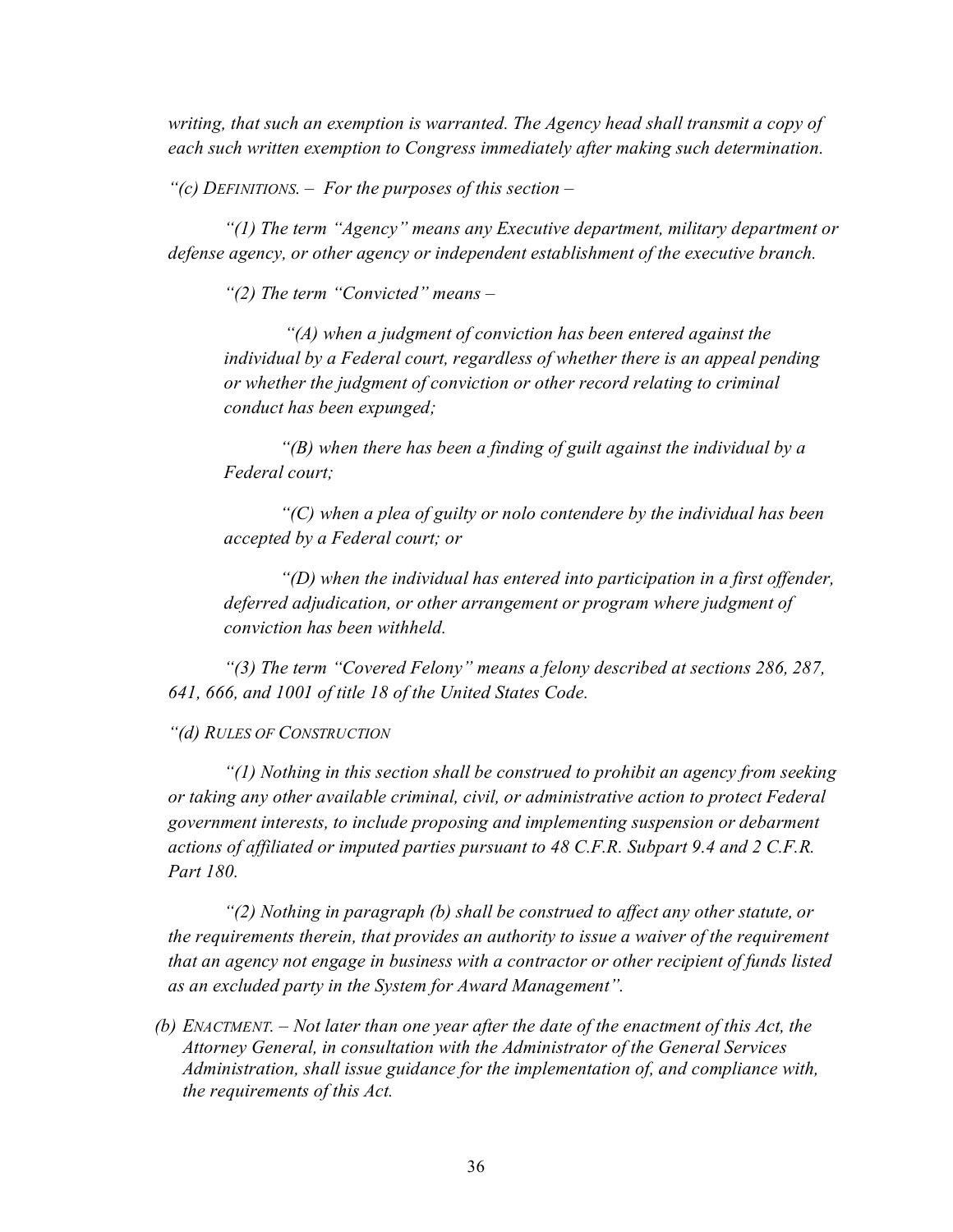*writing, that such an exemption is warranted. The Agency head shall transmit a copy of each such written exemption to Congress immediately after making such determination.*

*"(c) DEFINITIONS. – For the purposes of this section –*

*"(1) The term "Agency" means any Executive department, military department or defense agency, or other agency or independent establishment of the executive branch.*

*"(2) The term "Convicted" means –*

*"(A) when a judgment of conviction has been entered against the individual by a Federal court, regardless of whether there is an appeal pending or whether the judgment of conviction or other record relating to criminal conduct has been expunged;*

*"(B) when there has been a finding of guilt against the individual by a Federal court;*

*"(C) when a plea of guilty or nolo contendere by the individual has been accepted by a Federal court; or*

*"(D) when the individual has entered into participation in a first offender, deferred adjudication, or other arrangement or program where judgment of conviction has been withheld.*

*"(3) The term "Covered Felony" means a felony described at sections 286, 287, 641, 666, and 1001 of title 18 of the United States Code.*

*"(d) RULES OF CONSTRUCTION*

*"(1) Nothing in this section shall be construed to prohibit an agency from seeking or taking any other available criminal, civil, or administrative action to protect Federal government interests, to include proposing and implementing suspension or debarment actions of affiliated or imputed parties pursuant to 48 C.F.R. Subpart 9.4 and 2 C.F.R. Part 180.*

*"(2) Nothing in paragraph (b) shall be construed to affect any other statute, or the requirements therein, that provides an authority to issue a waiver of the requirement that an agency not engage in business with a contractor or other recipient of funds listed as an excluded party in the System for Award Management".*

*(b) ENACTMENT. – Not later than one year after the date of the enactment of this Act, the Attorney General, in consultation with the Administrator of the General Services Administration, shall issue guidance for the implementation of, and compliance with, the requirements of this Act.*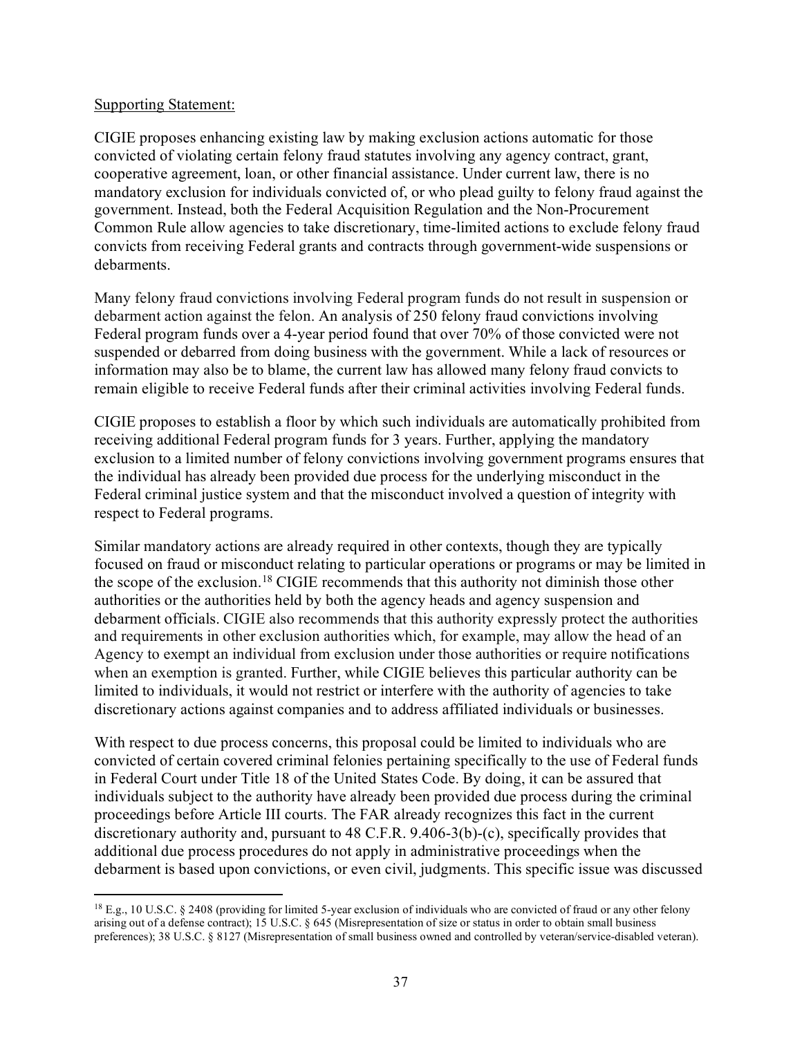Supporting Statement:

CIGIE proposes enhancing existing law by making exclusion actions automatic for those convicted of violating certain felony fraud statutes involving any agency contract, grant, cooperative agreement, loan, or other financial assistance. Under current law, there is no mandatory exclusion for individuals convicted of, or who plead guilty to felony fraud against the government. Instead, both the Federal Acquisition Regulation and the Non-Procurement Common Rule allow agencies to take discretionary, time-limited actions to exclude felony fraud convicts from receiving Federal grants and contracts through government-wide suspensions or debarments.

Many felony fraud convictions involving Federal program funds do not result in suspension or debarment action against the felon. An analysis of 250 felony fraud convictions involving Federal program funds over a 4-year period found that over 70% of those convicted were not suspended or debarred from doing business with the government. While a lack of resources or information may also be to blame, the current law has allowed many felony fraud convicts to remain eligible to receive Federal funds after their criminal activities involving Federal funds.

CIGIE proposes to establish a floor by which such individuals are automatically prohibited from receiving additional Federal program funds for 3 years. Further, applying the mandatory exclusion to a limited number of felony convictions involving government programs ensures that the individual has already been provided due process for the underlying misconduct in the Federal criminal justice system and that the misconduct involved a question of integrity with respect to Federal programs.

Similar mandatory actions are already required in other contexts, though they are typically focused on fraud or misconduct relating to particular operations or programs or may be limited in the scope of the exclusion.[18] CIGIE recommends that this authority not diminish those other authorities or the authorities held by both the agency heads and agency suspension and debarment officials. CIGIE also recommends that this authority expressly protect the authorities and requirements in other exclusion authorities which, for example, may allow the head of an Agency to exempt an individual from exclusion under those authorities or require notifications when an exemption is granted. Further, while CIGIE believes this particular authority can be limited to individuals, it would not restrict or interfere with the authority of agencies to take discretionary actions against companies and to address affiliated individuals or businesses.

With respect to due process concerns, this proposal could be limited to individuals who are convicted of certain covered criminal felonies pertaining specifically to the use of Federal funds in Federal Court under Title 18 of the United States Code. By doing, it can be assured that individuals subject to the authority have already been provided due process during the criminal proceedings before Article III courts. The FAR already recognizes this fact in the current discretionary authority and, pursuant to 48 C.F.R. 9.406-3(b)-(c), specifically provides that additional due process procedures do not apply in administrative proceedings when the debarment is based upon convictions, or even civil, judgments. This specific issue was discussed

---

[18] E.g., 10 U.S.C. § 2408 (providing for limited 5-year exclusion of individuals who are convicted of fraud or any other felony arising out of a defense contract); 15 U.S.C. § 645 (Misrepresentation of size or status in order to obtain small business preferences); 38 U.S.C. § 8127 (Misrepresentation of small business owned and controlled by veteran/service-disabled veteran).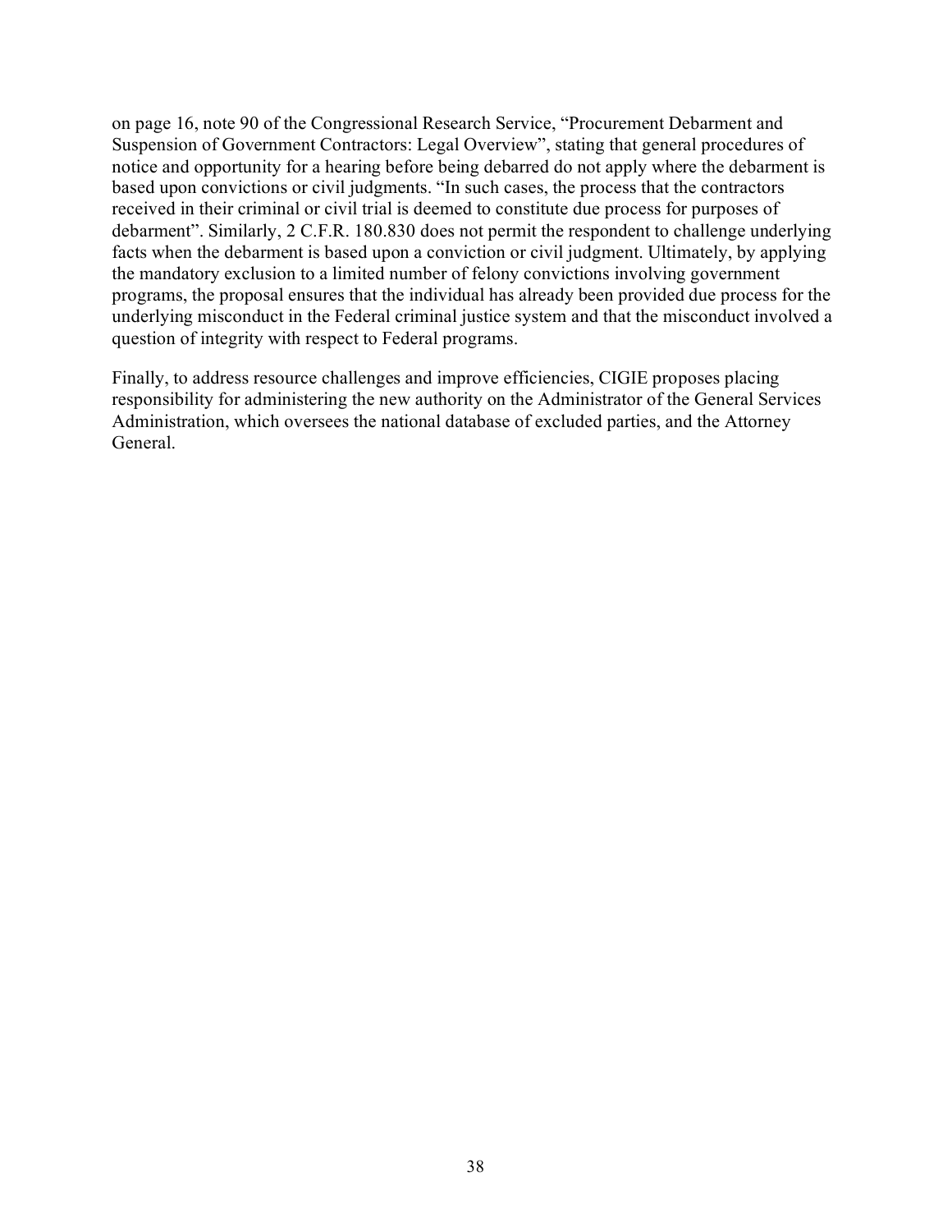on page 16, note 90 of the Congressional Research Service, "Procurement Debarment and Suspension of Government Contractors: Legal Overview", stating that general procedures of notice and opportunity for a hearing before being debarred do not apply where the debarment is based upon convictions or civil judgments. "In such cases, the process that the contractors received in their criminal or civil trial is deemed to constitute due process for purposes of debarment". Similarly, 2 C.F.R. 180.830 does not permit the respondent to challenge underlying facts when the debarment is based upon a conviction or civil judgment. Ultimately, by applying the mandatory exclusion to a limited number of felony convictions involving government programs, the proposal ensures that the individual has already been provided due process for the underlying misconduct in the Federal criminal justice system and that the misconduct involved a question of integrity with respect to Federal programs.

Finally, to address resource challenges and improve efficiencies, CIGIE proposes placing responsibility for administering the new authority on the Administrator of the General Services Administration, which oversees the national database of excluded parties, and the Attorney General.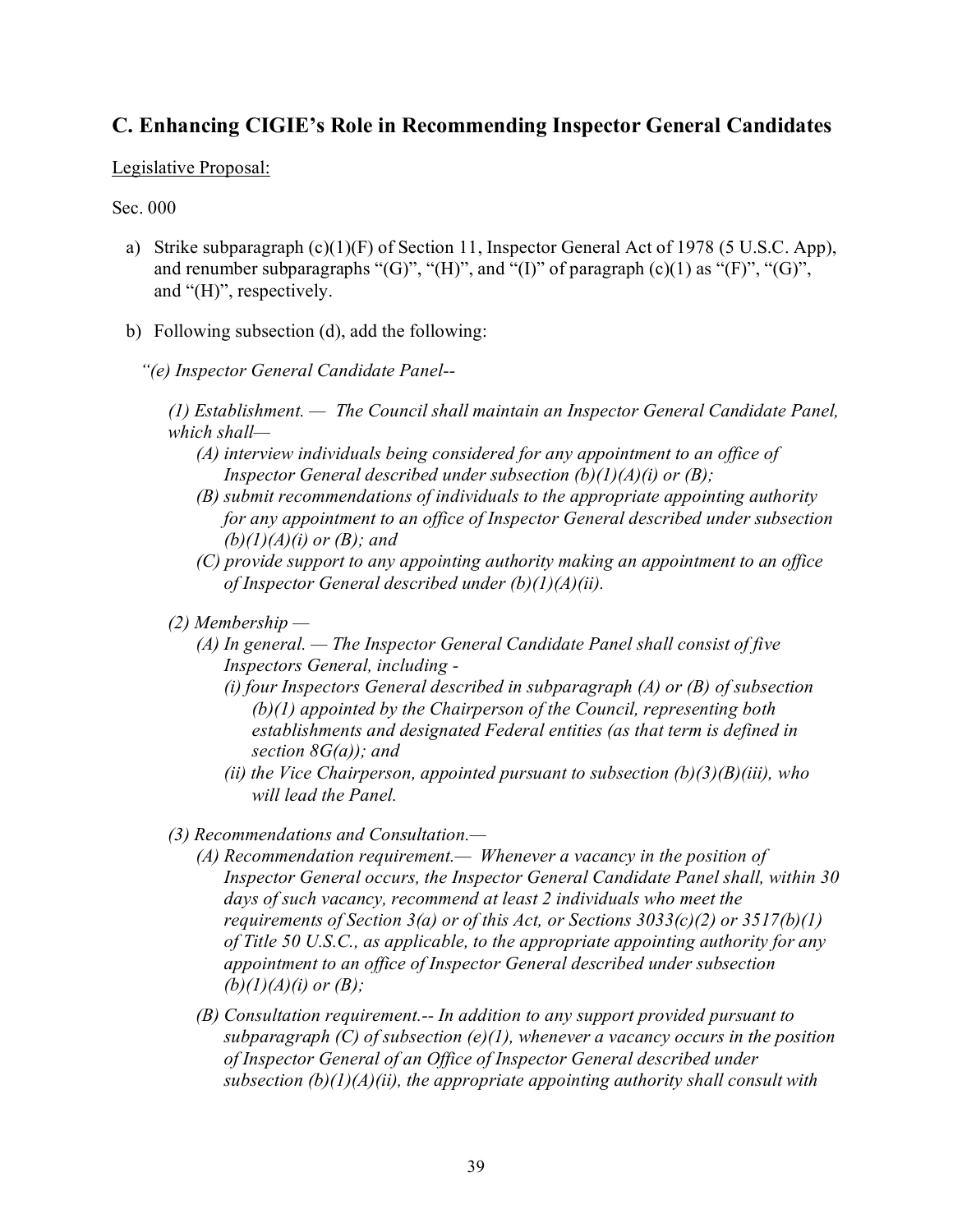## C. Enhancing CIGIE's Role in Recommending Inspector General Candidates

<u>Legislative Proposal:</u>

Sec. 000

a) Strike subparagraph (c)(1)(F) of Section 11, Inspector General Act of 1978 (5 U.S.C. App), and renumber subparagraphs "(G)", "(H)", and "(I)" of paragraph (c)(1) as "(F)", "(G)", and "(H)", respectively.

b) Following subsection (d), add the following:

*"(e) Inspector General Candidate Panel--*

*(1) Establishment. — The Council shall maintain an Inspector General Candidate Panel, which shall—*

- *(A) interview individuals being considered for any appointment to an office of Inspector General described under subsection (b)(1)(A)(i) or (B);*
- *(B) submit recommendations of individuals to the appropriate appointing authority for any appointment to an office of Inspector General described under subsection (b)(1)(A)(i) or (B); and*
- *(C) provide support to any appointing authority making an appointment to an office of Inspector General described under (b)(1)(A)(ii).*

*(2) Membership —*

- *(A) In general. — The Inspector General Candidate Panel shall consist of five Inspectors General, including -*
  - *(i) four Inspectors General described in subparagraph (A) or (B) of subsection (b)(1) appointed by the Chairperson of the Council, representing both establishments and designated Federal entities (as that term is defined in section 8G(a)); and*
  - *(ii) the Vice Chairperson, appointed pursuant to subsection (b)(3)(B)(iii), who will lead the Panel.*

*(3) Recommendations and Consultation.—*

- *(A) Recommendation requirement.— Whenever a vacancy in the position of Inspector General occurs, the Inspector General Candidate Panel shall, within 30 days of such vacancy, recommend at least 2 individuals who meet the requirements of Section 3(a) or of this Act, or Sections 3033(c)(2) or 3517(b)(1) of Title 50 U.S.C., as applicable, to the appropriate appointing authority for any appointment to an office of Inspector General described under subsection (b)(1)(A)(i) or (B);*
- *(B) Consultation requirement.-- In addition to any support provided pursuant to subparagraph (C) of subsection (e)(1), whenever a vacancy occurs in the position of Inspector General of an Office of Inspector General described under subsection (b)(1)(A)(ii), the appropriate appointing authority shall consult with*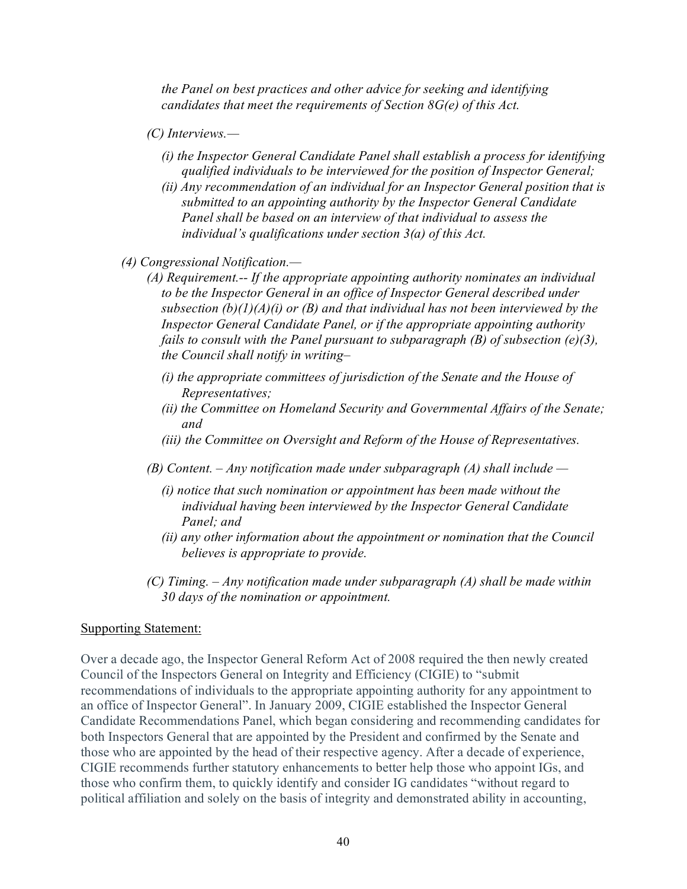*the Panel on best practices and other advice for seeking and identifying candidates that meet the requirements of Section 8G(e) of this Act.*

*(C) Interviews.—*

*(i) the Inspector General Candidate Panel shall establish a process for identifying qualified individuals to be interviewed for the position of Inspector General;*

*(ii) Any recommendation of an individual for an Inspector General position that is submitted to an appointing authority by the Inspector General Candidate Panel shall be based on an interview of that individual to assess the individual's qualifications under section 3(a) of this Act.*

*(4) Congressional Notification.—*

*(A) Requirement.-- If the appropriate appointing authority nominates an individual to be the Inspector General in an office of Inspector General described under subsection (b)(1)(A)(i) or (B) and that individual has not been interviewed by the Inspector General Candidate Panel, or if the appropriate appointing authority fails to consult with the Panel pursuant to subparagraph (B) of subsection (e)(3), the Council shall notify in writing–*

*(i) the appropriate committees of jurisdiction of the Senate and the House of Representatives;*

*(ii) the Committee on Homeland Security and Governmental Affairs of the Senate; and*

*(iii) the Committee on Oversight and Reform of the House of Representatives.*

*(B) Content. – Any notification made under subparagraph (A) shall include —*

*(i) notice that such nomination or appointment has been made without the individual having been interviewed by the Inspector General Candidate Panel; and*

*(ii) any other information about the appointment or nomination that the Council believes is appropriate to provide.*

*(C) Timing. – Any notification made under subparagraph (A) shall be made within 30 days of the nomination or appointment.*

<u>Supporting Statement:</u>

Over a decade ago, the Inspector General Reform Act of 2008 required the then newly created Council of the Inspectors General on Integrity and Efficiency (CIGIE) to "submit recommendations of individuals to the appropriate appointing authority for any appointment to an office of Inspector General". In January 2009, CIGIE established the Inspector General Candidate Recommendations Panel, which began considering and recommending candidates for both Inspectors General that are appointed by the President and confirmed by the Senate and those who are appointed by the head of their respective agency. After a decade of experience, CIGIE recommends further statutory enhancements to better help those who appoint IGs, and those who confirm them, to quickly identify and consider IG candidates "without regard to political affiliation and solely on the basis of integrity and demonstrated ability in accounting,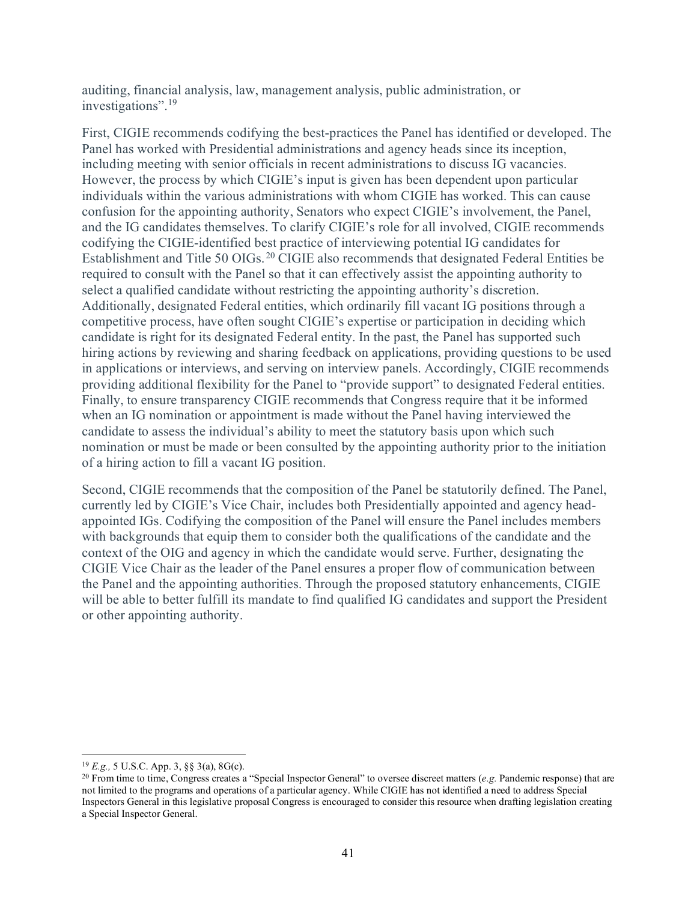auditing, financial analysis, law, management analysis, public administration, or investigations".[19]

First, CIGIE recommends codifying the best-practices the Panel has identified or developed. The Panel has worked with Presidential administrations and agency heads since its inception, including meeting with senior officials in recent administrations to discuss IG vacancies. However, the process by which CIGIE's input is given has been dependent upon particular individuals within the various administrations with whom CIGIE has worked. This can cause confusion for the appointing authority, Senators who expect CIGIE's involvement, the Panel, and the IG candidates themselves. To clarify CIGIE's role for all involved, CIGIE recommends codifying the CIGIE-identified best practice of interviewing potential IG candidates for Establishment and Title 50 OIGs.[20] CIGIE also recommends that designated Federal Entities be required to consult with the Panel so that it can effectively assist the appointing authority to select a qualified candidate without restricting the appointing authority's discretion. Additionally, designated Federal entities, which ordinarily fill vacant IG positions through a competitive process, have often sought CIGIE's expertise or participation in deciding which candidate is right for its designated Federal entity. In the past, the Panel has supported such hiring actions by reviewing and sharing feedback on applications, providing questions to be used in applications or interviews, and serving on interview panels. Accordingly, CIGIE recommends providing additional flexibility for the Panel to "provide support" to designated Federal entities. Finally, to ensure transparency CIGIE recommends that Congress require that it be informed when an IG nomination or appointment is made without the Panel having interviewed the candidate to assess the individual's ability to meet the statutory basis upon which such nomination or must be made or been consulted by the appointing authority prior to the initiation of a hiring action to fill a vacant IG position.

Second, CIGIE recommends that the composition of the Panel be statutorily defined. The Panel, currently led by CIGIE's Vice Chair, includes both Presidentially appointed and agency head-appointed IGs. Codifying the composition of the Panel will ensure the Panel includes members with backgrounds that equip them to consider both the qualifications of the candidate and the context of the OIG and agency in which the candidate would serve. Further, designating the CIGIE Vice Chair as the leader of the Panel ensures a proper flow of communication between the Panel and the appointing authorities. Through the proposed statutory enhancements, CIGIE will be able to better fulfill its mandate to find qualified IG candidates and support the President or other appointing authority.

---

[19] *E.g.,* 5 U.S.C. App. 3, §§ 3(a), 8G(c).

[20] From time to time, Congress creates a "Special Inspector General" to oversee discreet matters (*e.g.* Pandemic response) that are not limited to the programs and operations of a particular agency. While CIGIE has not identified a need to address Special Inspectors General in this legislative proposal Congress is encouraged to consider this resource when drafting legislation creating a Special Inspector General.